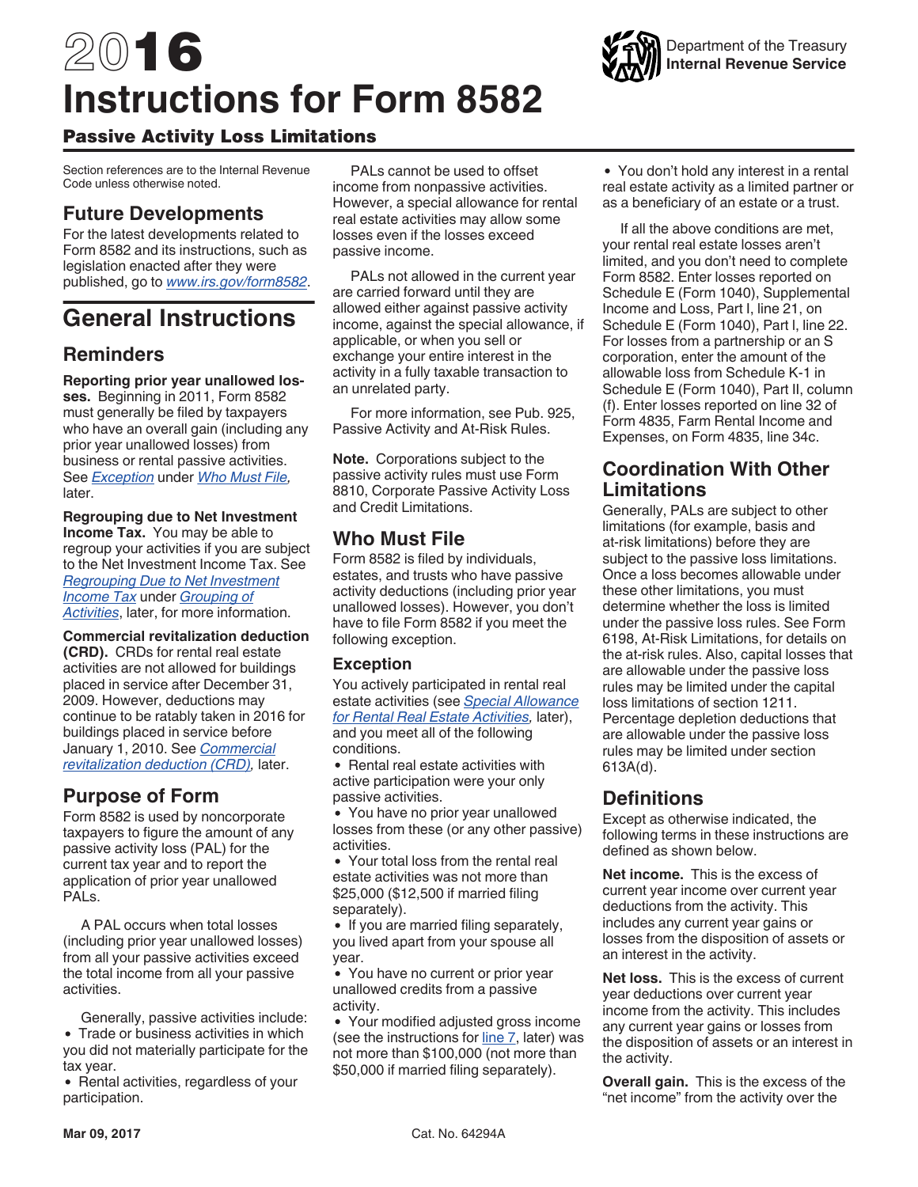# 2016 Instructions for Form 8582

Department of the Treasury
Internal Revenue Service

## Passive Activity Loss Limitations

Section references are to the Internal Revenue Code unless otherwise noted.

## Future Developments

For the latest developments related to Form 8582 and its instructions, such as legislation enacted after they were published, go to *www.irs.gov/form8582*.

# General Instructions

## Reminders

**Reporting prior year unallowed losses.** Beginning in 2011, Form 8582 must generally be filed by taxpayers who have an overall gain (including any prior year unallowed losses) from business or rental passive activities. See *Exception* under *Who Must File,* later.

**Regrouping due to Net Investment Income Tax.** You may be able to regroup your activities if you are subject to the Net Investment Income Tax. See *Regrouping Due to Net Investment Income Tax* under *Grouping of Activities*, later, for more information.

**Commercial revitalization deduction (CRD).** CRDs for rental real estate activities are not allowed for buildings placed in service after December 31, 2009. However, deductions may continue to be ratably taken in 2016 for buildings placed in service before January 1, 2010. See *Commercial revitalization deduction (CRD),* later.

## Purpose of Form

Form 8582 is used by noncorporate taxpayers to figure the amount of any passive activity loss (PAL) for the current tax year and to report the application of prior year unallowed PALs.

A PAL occurs when total losses (including prior year unallowed losses) from all your passive activities exceed the total income from all your passive activities.

Generally, passive activities include:

- Trade or business activities in which you did not materially participate for the tax year.
- Rental activities, regardless of your participation.

PALs cannot be used to offset income from nonpassive activities. However, a special allowance for rental real estate activities may allow some losses even if the losses exceed passive income.

PALs not allowed in the current year are carried forward until they are allowed either against passive activity income, against the special allowance, if applicable, or when you sell or exchange your entire interest in the activity in a fully taxable transaction to an unrelated party.

For more information, see Pub. 925, Passive Activity and At-Risk Rules.

**Note.** Corporations subject to the passive activity rules must use Form 8810, Corporate Passive Activity Loss and Credit Limitations.

## Who Must File

Form 8582 is filed by individuals, estates, and trusts who have passive activity deductions (including prior year unallowed losses). However, you don't have to file Form 8582 if you meet the following exception.

### Exception

You actively participated in rental real estate activities (see *Special Allowance for Rental Real Estate Activities,* later), and you meet all of the following conditions.

- Rental real estate activities with active participation were your only passive activities.
- You have no prior year unallowed losses from these (or any other passive) activities.
- Your total loss from the rental real estate activities was not more than $25,000 ($12,500 if married filing separately).
- If you are married filing separately, you lived apart from your spouse all year.
- You have no current or prior year unallowed credits from a passive activity.
- Your modified adjusted gross income (see the instructions for line 7, later) was not more than $100,000 (not more than $50,000 if married filing separately).
- You don't hold any interest in a rental real estate activity as a limited partner or as a beneficiary of an estate or a trust.

If all the above conditions are met, your rental real estate losses aren't limited, and you don't need to complete Form 8582. Enter losses reported on Schedule E (Form 1040), Supplemental Income and Loss, Part I, line 21, on Schedule E (Form 1040), Part I, line 22. For losses from a partnership or an S corporation, enter the amount of the allowable loss from Schedule K-1 in Schedule E (Form 1040), Part II, column (f). Enter losses reported on line 32 of Form 4835, Farm Rental Income and Expenses, on Form 4835, line 34c.

## Coordination With Other Limitations

Generally, PALs are subject to other limitations (for example, basis and at-risk limitations) before they are subject to the passive loss limitations. Once a loss becomes allowable under these other limitations, you must determine whether the loss is limited under the passive loss rules. See Form 6198, At-Risk Limitations, for details on the at-risk rules. Also, capital losses that are allowable under the passive loss rules may be limited under the capital loss limitations of section 1211. Percentage depletion deductions that are allowable under the passive loss rules may be limited under section 613A(d).

## Definitions

Except as otherwise indicated, the following terms in these instructions are defined as shown below.

**Net income.** This is the excess of current year income over current year deductions from the activity. This includes any current year gains or losses from the disposition of assets or an interest in the activity.

**Net loss.** This is the excess of current year deductions over current year income from the activity. This includes any current year gains or losses from the disposition of assets or an interest in the activity.

**Overall gain.** This is the excess of the "net income" from the activity over the

Mar 09, 2017

Cat. No. 64294A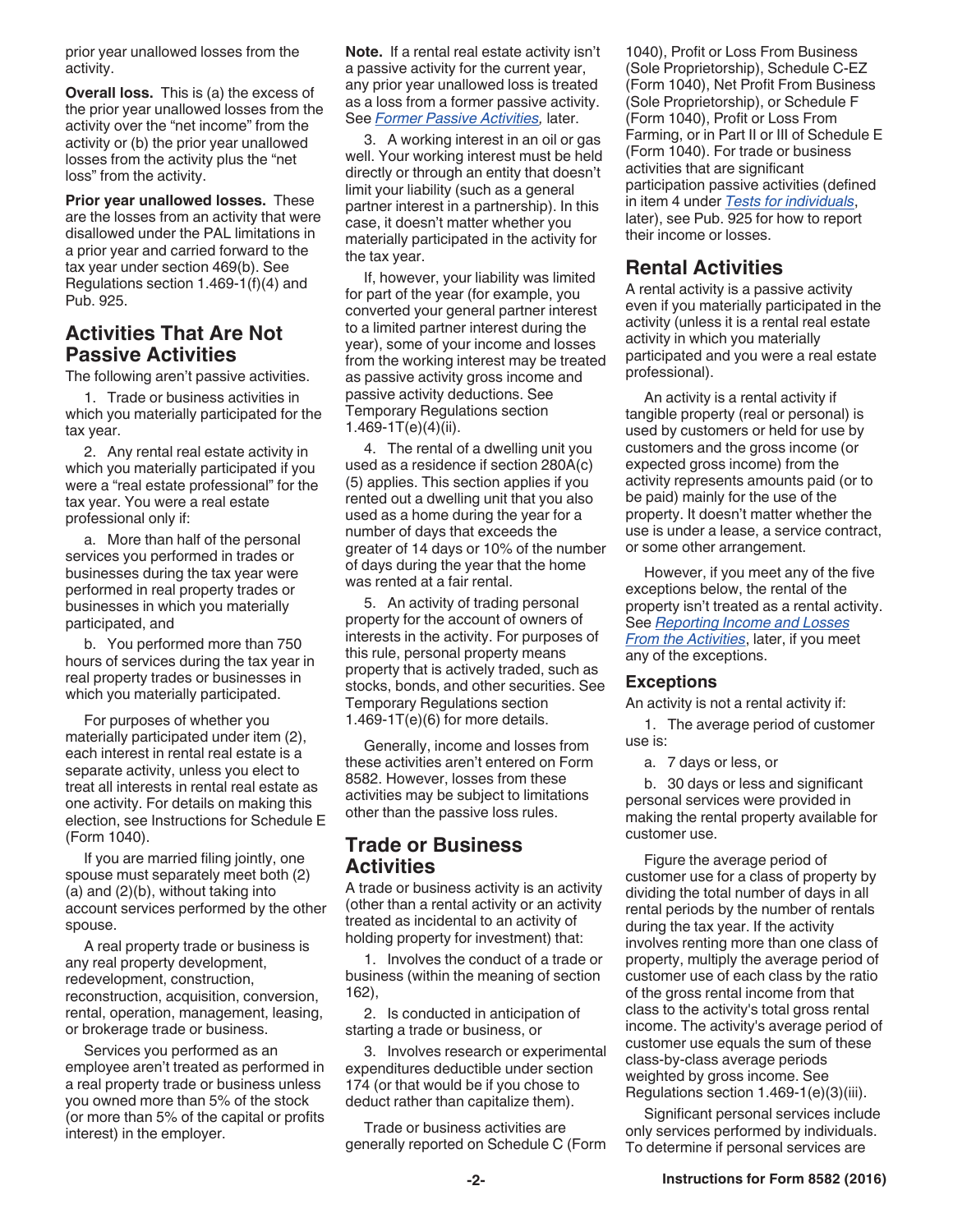prior year unallowed losses from the activity.

**Overall loss.** This is (a) the excess of the prior year unallowed losses from the activity over the "net income" from the activity or (b) the prior year unallowed losses from the activity plus the "net loss" from the activity.

**Prior year unallowed losses.** These are the losses from an activity that were disallowed under the PAL limitations in a prior year and carried forward to the tax year under section 469(b). See Regulations section 1.469-1(f)(4) and Pub. 925.

## Activities That Are Not Passive Activities

The following aren't passive activities.

1. Trade or business activities in which you materially participated for the tax year.

2. Any rental real estate activity in which you materially participated if you were a "real estate professional" for the tax year. You were a real estate professional only if:

a. More than half of the personal services you performed in trades or businesses during the tax year were performed in real property trades or businesses in which you materially participated, and

b. You performed more than 750 hours of services during the tax year in real property trades or businesses in which you materially participated.

For purposes of whether you materially participated under item (2), each interest in rental real estate is a separate activity, unless you elect to treat all interests in rental real estate as one activity. For details on making this election, see Instructions for Schedule E (Form 1040).

If you are married filing jointly, one spouse must separately meet both (2)(a) and (2)(b), without taking into account services performed by the other spouse.

A real property trade or business is any real property development, redevelopment, construction, reconstruction, acquisition, conversion, rental, operation, management, leasing, or brokerage trade or business.

Services you performed as an employee aren't treated as performed in a real property trade or business unless you owned more than 5% of the stock (or more than 5% of the capital or profits interest) in the employer.

**Note.** If a rental real estate activity isn't a passive activity for the current year, any prior year unallowed loss is treated as a loss from a former passive activity. See *Former Passive Activities,* later.

3. A working interest in an oil or gas well. Your working interest must be held directly or through an entity that doesn't limit your liability (such as a general partner interest in a partnership). In this case, it doesn't matter whether you materially participated in the activity for the tax year.

If, however, your liability was limited for part of the year (for example, you converted your general partner interest to a limited partner interest during the year), some of your income and losses from the working interest may be treated as passive activity gross income and passive activity deductions. See Temporary Regulations section 1.469-1T(e)(4)(ii).

4. The rental of a dwelling unit you used as a residence if section 280A(c)(5) applies. This section applies if you rented out a dwelling unit that you also used as a home during the year for a number of days that exceeds the greater of 14 days or 10% of the number of days during the year that the home was rented at a fair rental.

5. An activity of trading personal property for the account of owners of interests in the activity. For purposes of this rule, personal property means property that is actively traded, such as stocks, bonds, and other securities. See Temporary Regulations section 1.469-1T(e)(6) for more details.

Generally, income and losses from these activities aren't entered on Form 8582. However, losses from these activities may be subject to limitations other than the passive loss rules.

## Trade or Business Activities

A trade or business activity is an activity (other than a rental activity or an activity treated as incidental to an activity of holding property for investment) that:

1. Involves the conduct of a trade or business (within the meaning of section 162),

2. Is conducted in anticipation of starting a trade or business, or

3. Involves research or experimental expenditures deductible under section 174 (or that would be if you chose to deduct rather than capitalize them).

Trade or business activities are generally reported on Schedule C (Form 1040), Profit or Loss From Business (Sole Proprietorship), Schedule C-EZ (Form 1040), Net Profit From Business (Sole Proprietorship), or Schedule F (Form 1040), Profit or Loss From Farming, or in Part II or III of Schedule E (Form 1040). For trade or business activities that are significant participation passive activities (defined in item 4 under *Tests for individuals*, later), see Pub. 925 for how to report their income or losses.

## Rental Activities

A rental activity is a passive activity even if you materially participated in the activity (unless it is a rental real estate activity in which you materially participated and you were a real estate professional).

An activity is a rental activity if tangible property (real or personal) is used by customers or held for use by customers and the gross income (or expected gross income) from the activity represents amounts paid (or to be paid) mainly for the use of the property. It doesn't matter whether the use is under a lease, a service contract, or some other arrangement.

However, if you meet any of the five exceptions below, the rental of the property isn't treated as a rental activity. See *Reporting Income and Losses From the Activities*, later, if you meet any of the exceptions.

### Exceptions

An activity is not a rental activity if:

1. The average period of customer use is:

a. 7 days or less, or

b. 30 days or less and significant personal services were provided in making the rental property available for customer use.

Figure the average period of customer use for a class of property by dividing the total number of days in all rental periods by the number of rentals during the tax year. If the activity involves renting more than one class of property, multiply the average period of customer use of each class by the ratio of the gross rental income from that class to the activity's total gross rental income. The activity's average period of customer use equals the sum of these class-by-class average periods weighted by gross income. See Regulations section 1.469-1(e)(3)(iii).

Significant personal services include only services performed by individuals. To determine if personal services are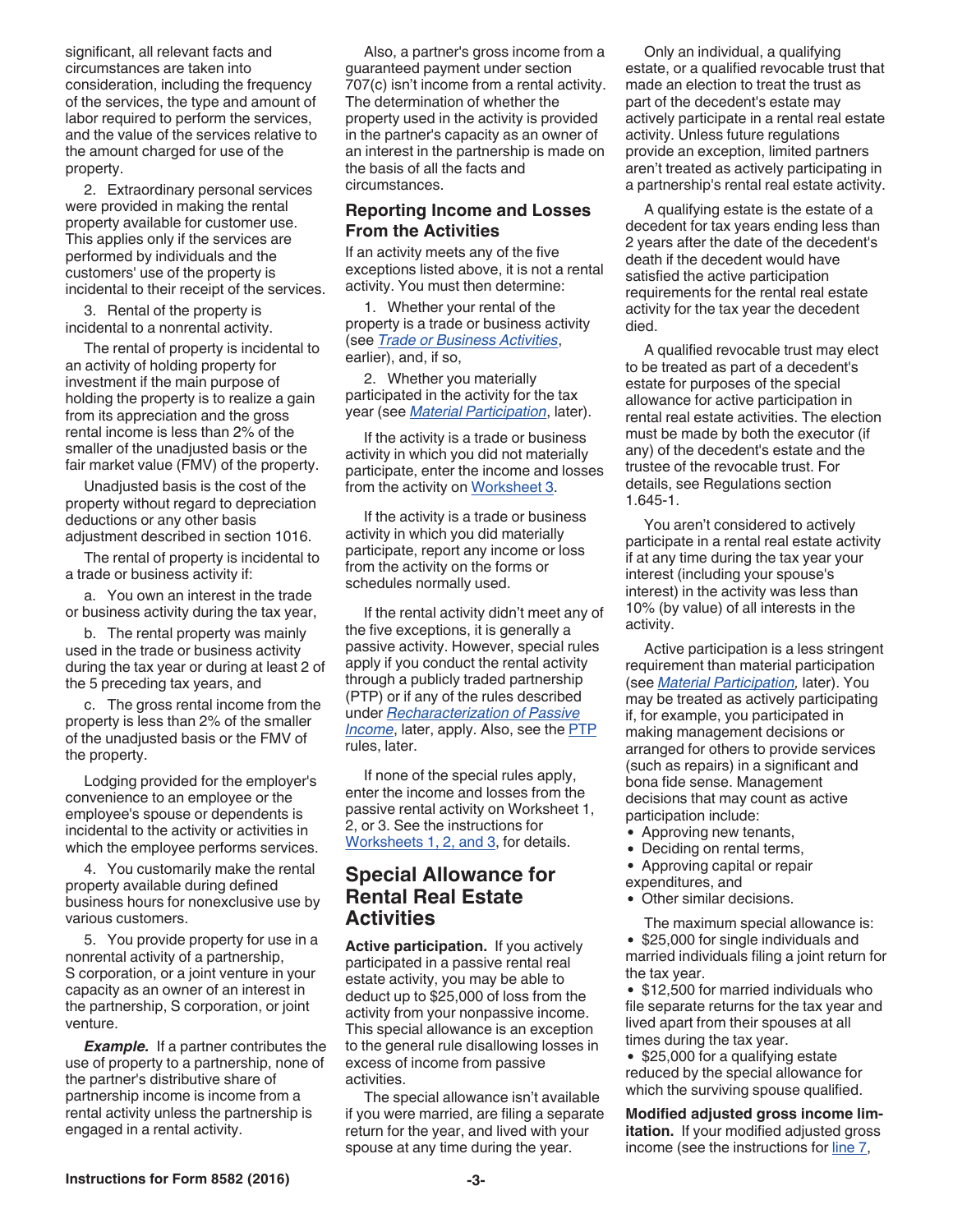significant, all relevant facts and circumstances are taken into consideration, including the frequency of the services, the type and amount of labor required to perform the services, and the value of the services relative to the amount charged for use of the property.

2. Extraordinary personal services were provided in making the rental property available for customer use. This applies only if the services are performed by individuals and the customers' use of the property is incidental to their receipt of the services.

3. Rental of the property is incidental to a nonrental activity.

The rental of property is incidental to an activity of holding property for investment if the main purpose of holding the property is to realize a gain from its appreciation and the gross rental income is less than 2% of the smaller of the unadjusted basis or the fair market value (FMV) of the property.

Unadjusted basis is the cost of the property without regard to depreciation deductions or any other basis adjustment described in section 1016.

The rental of property is incidental to a trade or business activity if:

a. You own an interest in the trade or business activity during the tax year,

b. The rental property was mainly used in the trade or business activity during the tax year or during at least 2 of the 5 preceding tax years, and

c. The gross rental income from the property is less than 2% of the smaller of the unadjusted basis or the FMV of the property.

Lodging provided for the employer's convenience to an employee or the employee's spouse or dependents is incidental to the activity or activities in which the employee performs services.

4. You customarily make the rental property available during defined business hours for nonexclusive use by various customers.

5. You provide property for use in a nonrental activity of a partnership, S corporation, or a joint venture in your capacity as an owner of an interest in the partnership, S corporation, or joint venture.

***Example.*** If a partner contributes the use of property to a partnership, none of the partner's distributive share of partnership income is income from a rental activity unless the partnership is engaged in a rental activity.

Also, a partner's gross income from a guaranteed payment under section 707(c) isn't income from a rental activity. The determination of whether the property used in the activity is provided in the partner's capacity as an owner of an interest in the partnership is made on the basis of all the facts and circumstances.

### Reporting Income and Losses From the Activities

If an activity meets any of the five exceptions listed above, it is not a rental activity. You must then determine:

1. Whether your rental of the property is a trade or business activity (see *Trade or Business Activities*, earlier), and, if so,

2. Whether you materially participated in the activity for the tax year (see *Material Participation*, later).

If the activity is a trade or business activity in which you did not materially participate, enter the income and losses from the activity on Worksheet 3.

If the activity is a trade or business activity in which you did materially participate, report any income or loss from the activity on the forms or schedules normally used.

If the rental activity didn't meet any of the five exceptions, it is generally a passive activity. However, special rules apply if you conduct the rental activity through a publicly traded partnership (PTP) or if any of the rules described under *Recharacterization of Passive Income*, later, apply. Also, see the PTP rules, later.

If none of the special rules apply, enter the income and losses from the passive rental activity on Worksheet 1, 2, or 3. See the instructions for Worksheets 1, 2, and 3, for details.

## Special Allowance for Rental Real Estate Activities

**Active participation.** If you actively participated in a passive rental real estate activity, you may be able to deduct up to $25,000 of loss from the activity from your nonpassive income. This special allowance is an exception to the general rule disallowing losses in excess of income from passive activities.

The special allowance isn't available if you were married, are filing a separate return for the tax year, and lived with your spouse at any time during the year.

Only an individual, a qualifying estate, or a qualified revocable trust that made an election to treat the trust as part of the decedent's estate may actively participate in a rental real estate activity. Unless future regulations provide an exception, limited partners aren't treated as actively participating in a partnership's rental real estate activity.

A qualifying estate is the estate of a decedent for tax years ending less than 2 years after the date of the decedent's death if the decedent would have satisfied the active participation requirements for the rental real estate activity for the tax year the decedent died.

A qualified revocable trust may elect to be treated as part of a decedent's estate for purposes of the special allowance for active participation in rental real estate activities. The election must be made by both the executor (if any) of the decedent's estate and the trustee of the revocable trust. For details, see Regulations section 1.645-1.

You aren't considered to actively participate in a rental real estate activity if at any time during the tax year your interest (including your spouse's interest) in the activity was less than 10% (by value) of all interests in the activity.

Active participation is a less stringent requirement than material participation (see *Material Participation,* later). You may be treated as actively participating if, for example, you participated in making management decisions or arranged for others to provide services (such as repairs) in a significant and bona fide sense. Management decisions that may count as active participation include:

- Approving new tenants,
- Deciding on rental terms,
- Approving capital or repair expenditures, and
- Other similar decisions.

The maximum special allowance is:

- $25,000 for single individuals and married individuals filing a joint return for the tax year.
- $12,500 for married individuals who file separate returns for the tax year and lived apart from their spouses at all times during the tax year.
- $25,000 for a qualifying estate reduced by the special allowance for which the surviving spouse qualified.

**Modified adjusted gross income limitation.** If your modified adjusted gross income (see the instructions for line 7,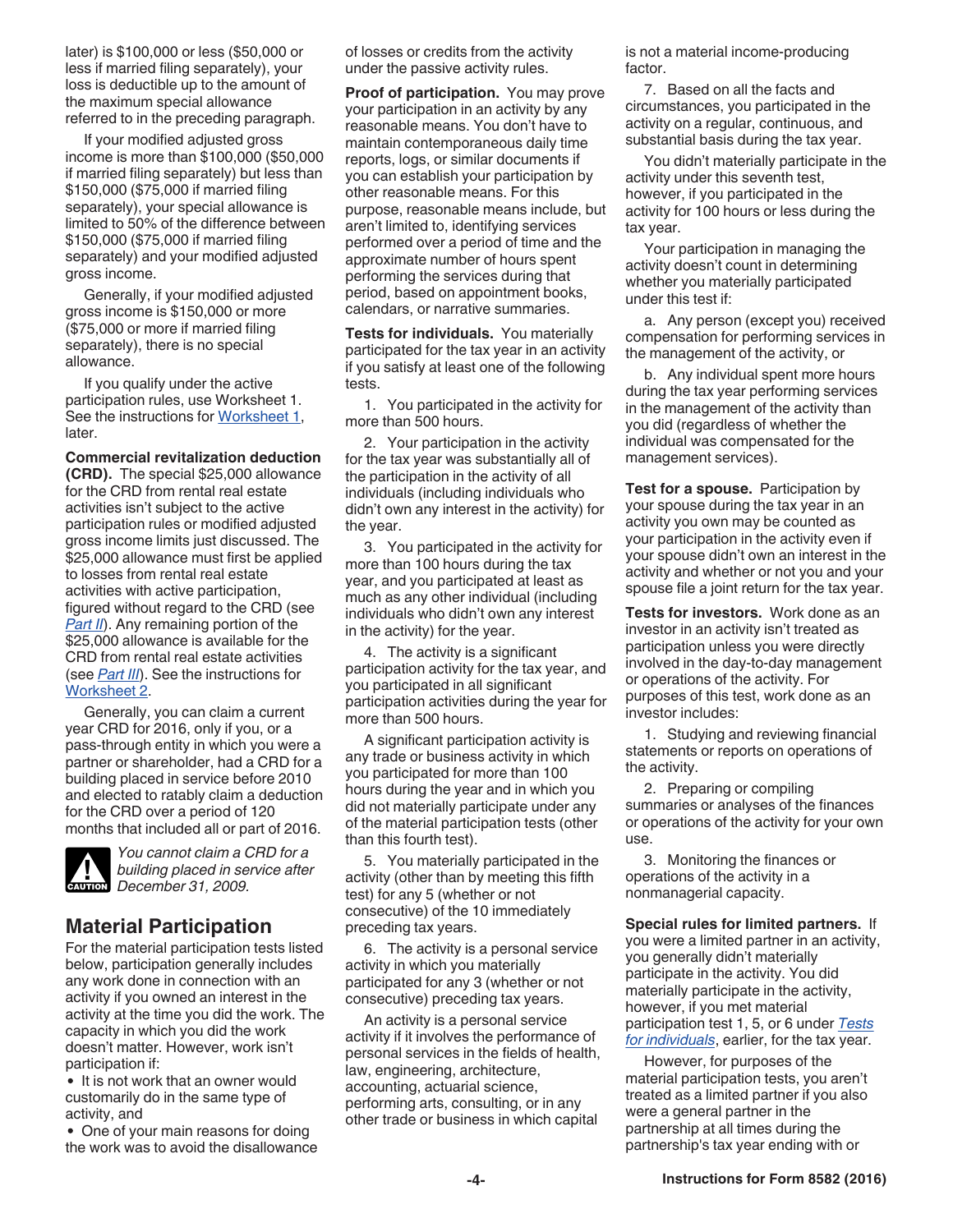later) is $100,000 or less ($50,000 or less if married filing separately), your loss is deductible up to the amount of the maximum special allowance referred to in the preceding paragraph.

If your modified adjusted gross income is more than $100,000 ($50,000 if married filing separately) but less than $150,000 ($75,000 if married filing separately), your special allowance is limited to 50% of the difference between $150,000 ($75,000 if married filing separately) and your modified adjusted gross income.

Generally, if your modified adjusted gross income is $150,000 or more ($75,000 or more if married filing separately), there is no special allowance.

If you qualify under the active participation rules, use Worksheet 1. See the instructions for Worksheet 1, later.

**Commercial revitalization deduction (CRD).** The special $25,000 allowance for the CRD from rental real estate activities isn't subject to the active participation rules or modified adjusted gross income limits just discussed. The $25,000 allowance must first be applied to losses from rental real estate activities with active participation, figured without regard to the CRD (see *Part II*). Any remaining portion of the $25,000 allowance is available for the CRD from rental real estate activities (see *Part III*). See the instructions for Worksheet 2.

Generally, you can claim a current year CRD for 2016, only if you, or a pass-through entity in which you were a partner or shareholder, had a CRD for a building placed in service before 2010 and elected to ratably claim a deduction for the CRD over a period of 120 months that included all or part of 2016.

**CAUTION:** *You cannot claim a CRD for a building placed in service after December 31, 2009.*

## Material Participation

For the material participation tests listed below, participation generally includes any work done in connection with an activity if you owned an interest in the activity at the time you did the work. The capacity in which you did the work doesn't matter. However, work isn't participation if:

- It is not work that an owner would customarily do in the same type of activity, and
- One of your main reasons for doing the work was to avoid the disallowance of losses or credits from the activity under the passive activity rules.

**Proof of participation.** You may prove your participation in an activity by any reasonable means. You don't have to maintain contemporaneous daily time reports, logs, or similar documents if you can establish your participation by other reasonable means. For this purpose, reasonable means include, but aren't limited to, identifying services performed over a period of time and the approximate number of hours spent performing the services during that period, based on appointment books, calendars, or narrative summaries.

**Tests for individuals.** You materially participated for the tax year in an activity if you satisfy at least one of the following tests.

1. You participated in the activity for more than 500 hours.

2. Your participation in the activity for the tax year was substantially all of the participation in the activity of all individuals (including individuals who didn't own any interest in the activity) for the year.

3. You participated in the activity for more than 100 hours during the tax year, and you participated at least as much as any other individual (including individuals who didn't own any interest in the activity) for the year.

4. The activity is a significant participation activity for the tax year, and you participated in all significant participation activities during the year for more than 500 hours.

A significant participation activity is any trade or business activity in which you participated for more than 100 hours during the year and in which you did not materially participate under any of the material participation tests (other than this fourth test).

5. You materially participated in the activity (other than by meeting this fifth test) for any 5 (whether or not consecutive) of the 10 immediately preceding tax years.

6. The activity is a personal service activity in which you materially participated for any 3 (whether or not consecutive) preceding tax years.

An activity is a personal service activity if it involves the performance of personal services in the fields of health, law, engineering, architecture, accounting, actuarial science, performing arts, consulting, or in any other trade or business in which capital is not a material income-producing factor.

7. Based on all the facts and circumstances, you participated in the activity on a regular, continuous, and substantial basis during the tax year.

You didn't materially participate in the activity under this seventh test, however, if you participated in the activity for 100 hours or less during the tax year.

Your participation in managing the activity doesn't count in determining whether you materially participated under this test if:

a. Any person (except you) received compensation for performing services in the management of the activity, or

b. Any individual spent more hours during the tax year performing services in the management of the activity than you did (regardless of whether the individual was compensated for the management services).

**Test for a spouse.** Participation by your spouse during the tax year in an activity you own may be counted as your participation in the activity even if your spouse didn't own an interest in the activity and whether or not you and your spouse file a joint return for the tax year.

**Tests for investors.** Work done as an investor in an activity isn't treated as participation unless you were directly involved in the day-to-day management or operations of the activity. For purposes of this test, work done as an investor includes:

1. Studying and reviewing financial statements or reports on operations of the activity.

2. Preparing or compiling summaries or analyses of the finances or operations of the activity for your own use.

3. Monitoring the finances or operations of the activity in a nonmanagerial capacity.

**Special rules for limited partners.** If you were a limited partner in an activity, you generally didn't materially participate in the activity. You did materially participate in the activity, however, if you met material participation test 1, 5, or 6 under *Tests for individuals*, earlier, for the tax year.

However, for purposes of the material participation tests, you aren't treated as a limited partner if you also were a general partner in the partnership at all times during the partnership's tax year ending with or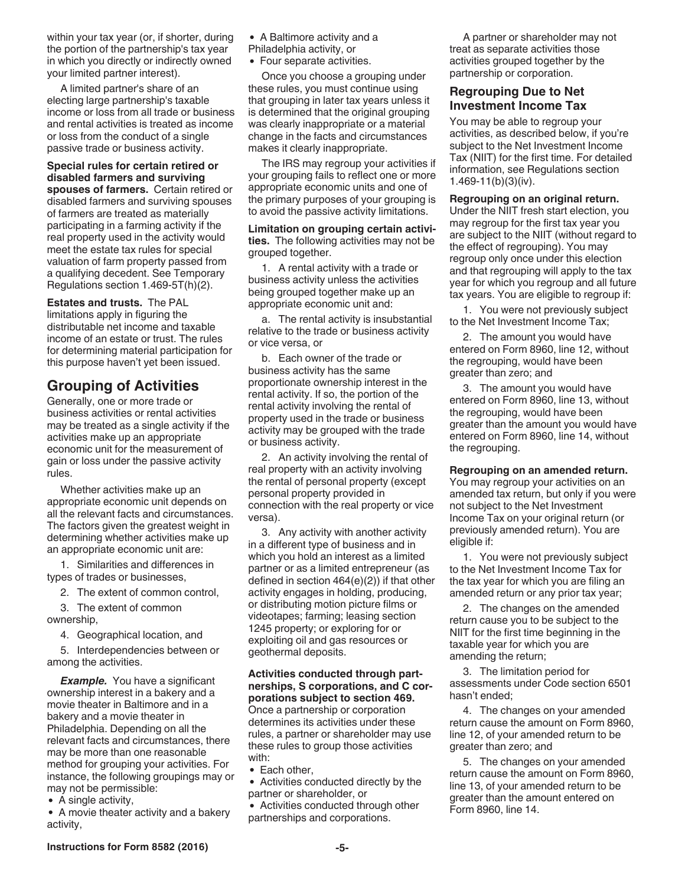within your tax year (or, if shorter, during the portion of the partnership's tax year in which you directly or indirectly owned your limited partner interest).

A limited partner's share of an electing large partnership's taxable income or loss from all trade or business and rental activities is treated as income or loss from the conduct of a single passive trade or business activity.

**Special rules for certain retired or disabled farmers and surviving spouses of farmers.** Certain retired or disabled farmers and surviving spouses of farmers are treated as materially participating in a farming activity if the real property used in the activity would meet the estate tax rules for special valuation of farm property passed from a qualifying decedent. See Temporary Regulations section 1.469-5T(h)(2).

**Estates and trusts.** The PAL limitations apply in figuring the distributable net income and taxable income of an estate or trust. The rules for determining material participation for this purpose haven't yet been issued.

## Grouping of Activities

Generally, one or more trade or business activities or rental activities may be treated as a single activity if the activities make up an appropriate economic unit for the measurement of gain or loss under the passive activity rules.

Whether activities make up an appropriate economic unit depends on all the relevant facts and circumstances. The factors given the greatest weight in determining whether activities make up an appropriate economic unit are:

1. Similarities and differences in types of trades or businesses,
2. The extent of common control,
3. The extent of common ownership,
4. Geographical location, and
5. Interdependencies between or among the activities.

***Example.*** You have a significant ownership interest in a bakery and a movie theater in Baltimore and in a bakery and a movie theater in Philadelphia. Depending on all the relevant facts and circumstances, there may be more than one reasonable method for grouping your activities. For instance, the following groupings may or may not be permissible:

- A single activity,
- A movie theater activity and a bakery activity,
- A Baltimore activity and a Philadelphia activity, or
- Four separate activities.

Once you choose a grouping under these rules, you must continue using that grouping in later tax years unless it is determined that the original grouping was clearly inappropriate or a material change in the facts and circumstances makes it clearly inappropriate.

The IRS may regroup your activities if your grouping fails to reflect one or more appropriate economic units and one of the primary purposes of your grouping is to avoid the passive activity limitations.

**Limitation on grouping certain activities.** The following activities may not be grouped together.

1. A rental activity with a trade or business activity unless the activities being grouped together make up an appropriate economic unit and:

   a. The rental activity is insubstantial relative to the trade or business activity or vice versa, or

   b. Each owner of the trade or business activity has the same proportionate ownership interest in the rental activity. If so, the portion of the rental activity involving the rental of property used in the trade or business activity may be grouped with the trade or business activity.

2. An activity involving the rental of real property with an activity involving the rental of personal property (except personal property provided in connection with the real property or vice versa).

3. Any activity with another activity in a different type of business and in which you hold an interest as a limited partner or as a limited entrepreneur (as defined in section 464(e)(2)) if that other activity engages in holding, producing, or distributing motion picture films or videotapes; farming; leasing section 1245 property; or exploring for or exploiting oil and gas resources or geothermal deposits.

**Activities conducted through partnerships, S corporations, and C corporations subject to section 469.** Once a partnership or corporation determines its activities under these rules, a partner or shareholder may use these rules to group those activities with:

- Each other,
- Activities conducted directly by the partner or shareholder, or
- Activities conducted through other partnerships and corporations.

A partner or shareholder may not treat as separate activities those activities grouped together by the partnership or corporation.

### Regrouping Due to Net Investment Income Tax

You may be able to regroup your activities, as described below, if you're subject to the Net Investment Income Tax (NIIT) for the first time. For detailed information, see Regulations section 1.469-11(b)(3)(iv).

**Regrouping on an original return.** Under the NIIT fresh start election, you may regroup for the first tax year you are subject to the NIIT (without regard to the effect of regrouping). You may regroup only once under this election and that regrouping will apply to the tax year for which you regroup and all future tax years. You are eligible to regroup if:

1. You were not previously subject to the Net Investment Income Tax;
2. The amount you would have entered on Form 8960, line 12, without the regrouping, would have been greater than zero; and
3. The amount you would have entered on Form 8960, line 13, without the regrouping, would have been greater than the amount you would have entered on Form 8960, line 14, without the regrouping.

**Regrouping on an amended return.** You may regroup your activities on an amended tax return, but only if you were not subject to the Net Investment Income Tax on your original return (or previously amended return). You are eligible if:

1. You were not previously subject to the Net Investment Income Tax for the tax year for which you are filing an amended return or any prior tax year;
2. The changes on the amended return cause you to be subject to the NIIT for the first time beginning in the taxable year for which you are amending the return;
3. The limitation period for assessments under Code section 6501 hasn't ended;
4. The changes on your amended return cause the amount on Form 8960, line 12, of your amended return to be greater than zero; and
5. The changes on your amended return cause the amount on Form 8960, line 13, of your amended return to be greater than the amount entered on Form 8960, line 14.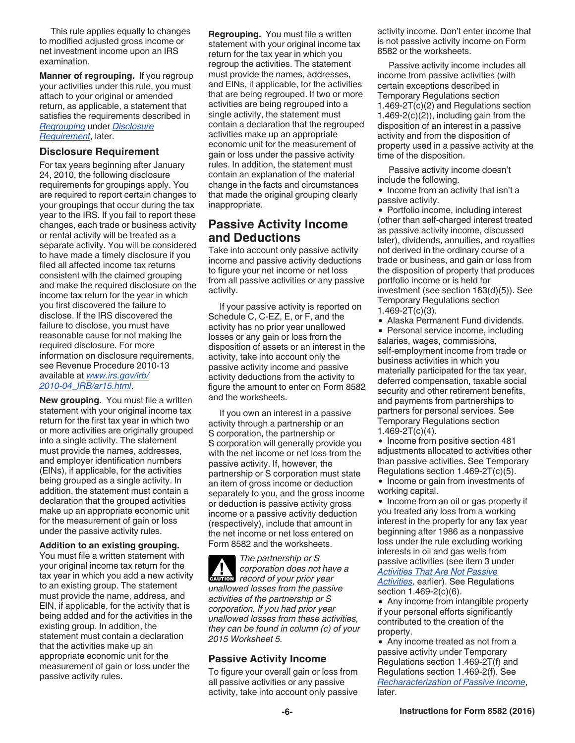This rule applies equally to changes to modified adjusted gross income or net investment income upon an IRS examination.

**Manner of regrouping.** If you regroup your activities under this rule, you must attach to your original or amended return, as applicable, a statement that satisfies the requirements described in *Regrouping* under *Disclosure Requirement*, later.

### Disclosure Requirement

For tax years beginning after January 24, 2010, the following disclosure requirements for groupings apply. You are required to report certain changes to your groupings that occur during the tax year to the IRS. If you fail to report these changes, each trade or business activity or rental activity will be treated as a separate activity. You will be considered to have made a timely disclosure if you filed all affected income tax returns consistent with the claimed grouping and make the required disclosure on the income tax return for the year in which you first discovered the failure to disclose. If the IRS discovered the failure to disclose, you must have reasonable cause for not making the required disclosure. For more information on disclosure requirements, see Revenue Procedure 2010-13 available at *www.irs.gov/irb/2010-04_IRB/ar15.html*.

**New grouping.** You must file a written statement with your original income tax return for the first tax year in which two or more activities are originally grouped into a single activity. The statement must provide the names, addresses, and employer identification numbers (EINs), if applicable, for the activities being grouped as a single activity. In addition, the statement must contain a declaration that the grouped activities make up an appropriate economic unit for the measurement of gain or loss under the passive activity rules.

**Addition to an existing grouping.** You must file a written statement with your original income tax return for the tax year in which you add a new activity to an existing group. The statement must provide the name, address, and EIN, if applicable, for the activity that is being added and for the activities in the existing group. In addition, the statement must contain a declaration that the activities make up an appropriate economic unit for the measurement of gain or loss under the passive activity rules.

**Regrouping.** You must file a written statement with your original income tax return for the tax year in which you regroup the activities. The statement must provide the names, addresses, and EINs, if applicable, for the activities that are being regrouped. If two or more activities are being regrouped into a single activity, the statement must contain a declaration that the regrouped activities make up an appropriate economic unit for the measurement of gain or loss under the passive activity rules. In addition, the statement must contain an explanation of the material change in the facts and circumstances that made the original grouping clearly inappropriate.

## Passive Activity Income and Deductions

Take into account only passive activity income and passive activity deductions to figure your net income or net loss from all passive activities or any passive activity.

If your passive activity is reported on Schedule C, C-EZ, E, or F, and the activity has no prior year unallowed losses or any gain or loss from the disposition of assets or an interest in the activity, take into account only the passive activity income and passive activity deductions from the activity to figure the amount to enter on Form 8582 and the worksheets.

If you own an interest in a passive activity through a partnership or an S corporation, the partnership or S corporation will generally provide you with the net income or net loss from the passive activity. If, however, the partnership or S corporation must state an item of gross income or deduction separately to you, and the gross income or deduction is passive activity gross income or a passive activity deduction (respectively), include that amount in the net income or net loss entered on Form 8582 and the worksheets.

**CAUTION** *The partnership or S corporation does not have a record of your prior year unallowed losses from the passive activities of the partnership or S corporation. If you had prior year unallowed losses from these activities, they can be found in column (c) of your 2015 Worksheet 5.*

### Passive Activity Income

To figure your overall gain or loss from all passive activities or any passive activity, take into account only passive activity income. Don't enter income that is not passive activity income on Form 8582 or the worksheets.

Passive activity income includes all income from passive activities (with certain exceptions described in Temporary Regulations section 1.469-2T(c)(2) and Regulations section 1.469-2(c)(2)), including gain from the disposition of an interest in a passive activity and from the disposition of property used in a passive activity at the time of the disposition.

Passive activity income doesn't include the following.

- Income from an activity that isn't a passive activity.
- Portfolio income, including interest (other than self-charged interest treated as passive activity income, discussed later), dividends, annuities, and royalties not derived in the ordinary course of a trade or business, and gain or loss from the disposition of property that produces portfolio income or is held for investment (see section 163(d)(5)). See Temporary Regulations section 1.469-2T(c)(3).
- Alaska Permanent Fund dividends.
- Personal service income, including salaries, wages, commissions, self-employment income from trade or business activities in which you materially participated for the tax year, deferred compensation, taxable social security and other retirement benefits, and payments from partnerships to partners for personal services. See Temporary Regulations section 1.469-2T(c)(4).
- Income from positive section 481 adjustments allocated to activities other than passive activities. See Temporary Regulations section 1.469-2T(c)(5).
- Income or gain from investments of working capital.
- Income from an oil or gas property if you treated any loss from a working interest in the property for any tax year beginning after 1986 as a nonpassive loss under the rule excluding working interests in oil and gas wells from passive activities (see item 3 under *Activities That Are Not Passive Activities*, earlier). See Regulations section 1.469-2(c)(6).
- Any income from intangible property if your personal efforts significantly contributed to the creation of the property.
- Any income treated as not from a passive activity under Temporary Regulations section 1.469-2T(f) and Regulations section 1.469-2(f). See *Recharacterization of Passive Income*, later.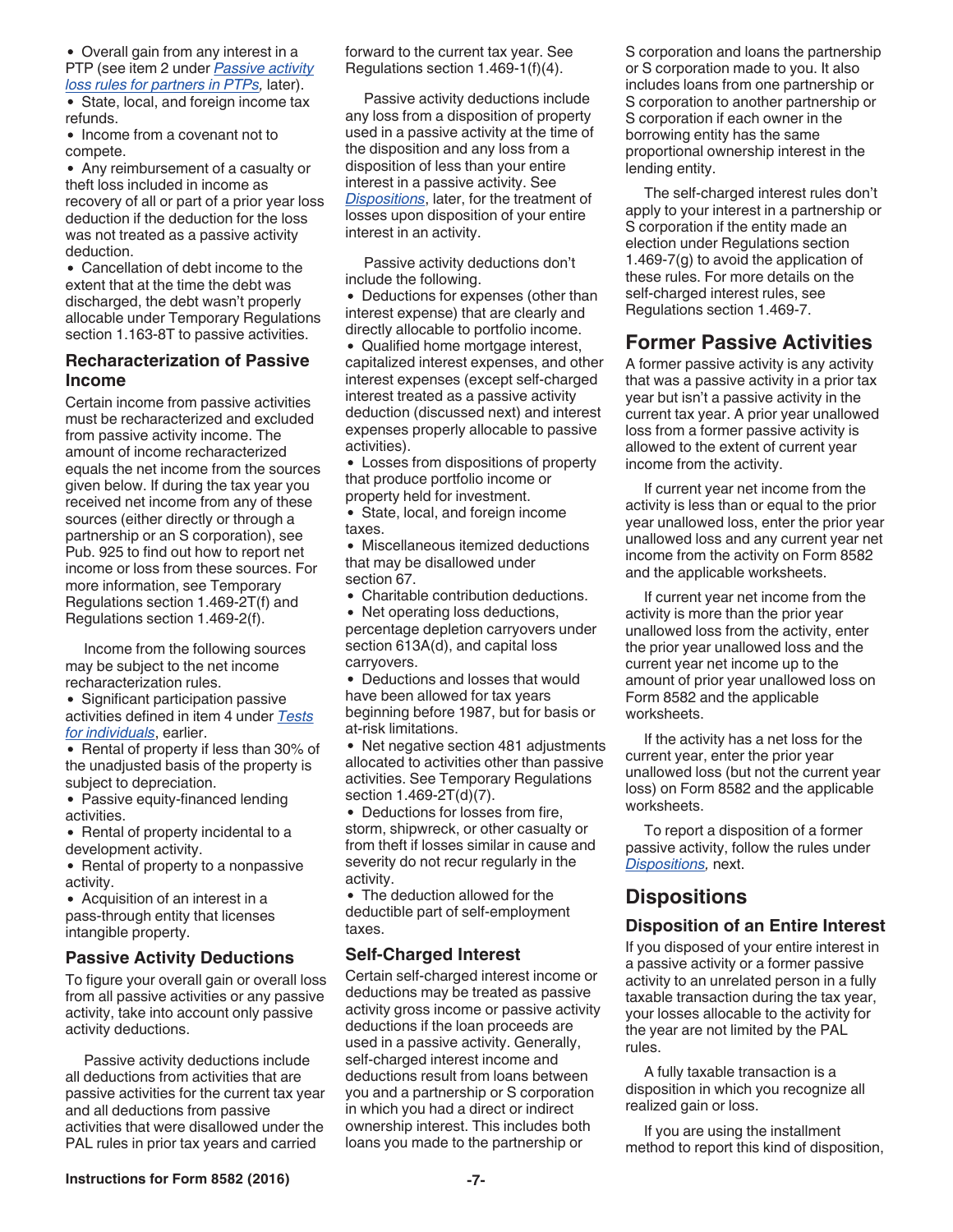- Overall gain from any interest in a PTP (see item 2 under *Passive activity loss rules for partners in PTPs,* later).
- State, local, and foreign income tax refunds.
- Income from a covenant not to compete.
- Any reimbursement of a casualty or theft loss included in income as recovery of all or part of a prior year loss deduction if the deduction for the loss was not treated as a passive activity deduction.
- Cancellation of debt income to the extent that at the time the debt was discharged, the debt wasn't properly allocable under Temporary Regulations section 1.163-8T to passive activities.

### Recharacterization of Passive Income

Certain income from passive activities must be recharacterized and excluded from passive activity income. The amount of income recharacterized equals the net income from the sources given below. If during the tax year you received net income from any of these sources (either directly or through a partnership or an S corporation), see Pub. 925 to find out how to report net income or loss from these sources. For more information, see Temporary Regulations section 1.469-2T(f) and Regulations section 1.469-2(f).

Income from the following sources may be subject to the net income recharacterization rules.

- Significant participation passive activities defined in item 4 under *Tests for individuals*, earlier.
- Rental of property if less than 30% of the unadjusted basis of the property is subject to depreciation.
- Passive equity-financed lending activities.
- Rental of property incidental to a development activity.
- Rental of property to a nonpassive activity.
- Acquisition of an interest in a pass-through entity that licenses intangible property.

### Passive Activity Deductions

To figure your overall gain or overall loss from all passive activities or any passive activity, take into account only passive activity deductions.

Passive activity deductions include all deductions from activities that are passive activities for the current tax year and all deductions from passive activities that were disallowed under the PAL rules in prior tax years and carried forward to the current tax year. See Regulations section 1.469-1(f)(4).

Passive activity deductions include any loss from a disposition of property used in a passive activity at the time of the disposition and any loss from a disposition of less than your entire interest in a passive activity. See *Dispositions*, later, for the treatment of losses upon disposition of your entire interest in an activity.

Passive activity deductions don't include the following.

- Deductions for expenses (other than interest expense) that are clearly and directly allocable to portfolio income.
- Qualified home mortgage interest, capitalized interest expenses, and other interest expenses (except self-charged interest treated as a passive activity deduction (discussed next) and interest expenses properly allocable to passive activities).
- Losses from dispositions of property that produce portfolio income or property held for investment.
- State, local, and foreign income taxes.
- Miscellaneous itemized deductions that may be disallowed under section 67.
- Charitable contribution deductions.
- Net operating loss deductions, percentage depletion carryovers under section 613A(d), and capital loss carryovers.
- Deductions and losses that would have been allowed for tax years beginning before 1987, but for basis or at-risk limitations.
- Net negative section 481 adjustments allocated to activities other than passive activities. See Temporary Regulations section 1.469-2T(d)(7).
- Deductions for losses from fire, storm, shipwreck, or other casualty or from theft if losses similar in cause and severity do not recur regularly in the activity.
- The deduction allowed for the deductible part of self-employment taxes.

### Self-Charged Interest

Certain self-charged interest income or deductions may be treated as passive activity gross income or passive activity deductions if the loan proceeds are used in a passive activity. Generally, self-charged interest income and deductions result from loans between you and a partnership or S corporation in which you had a direct or indirect ownership interest. This includes both loans you made to the partnership or S corporation and loans the partnership or S corporation made to you. It also includes loans from one partnership or S corporation to another partnership or S corporation if each owner in the borrowing entity has the same proportional ownership interest in the lending entity.

The self-charged interest rules don't apply to your interest in a partnership or S corporation if the entity made an election under Regulations section 1.469-7(g) to avoid the application of these rules. For more details on the self-charged interest rules, see Regulations section 1.469-7.

## Former Passive Activities

A former passive activity is any activity that was a passive activity in a prior tax year but isn't a passive activity in the current tax year. A prior year unallowed loss from a former passive activity is allowed to the extent of current year income from the activity.

If current year net income from the activity is less than or equal to the prior year unallowed loss, enter the prior year unallowed loss and any current year net income from the activity on Form 8582 and the applicable worksheets.

If current year net income from the activity is more than the prior year unallowed loss from the activity, enter the prior year unallowed loss and the current year net income up to the amount of prior year unallowed loss on Form 8582 and the applicable worksheets.

If the activity has a net loss for the current year, enter the prior year unallowed loss (but not the current year loss) on Form 8582 and the applicable worksheets.

To report a disposition of a former passive activity, follow the rules under *Dispositions,* next.

## Dispositions

### Disposition of an Entire Interest

If you disposed of your entire interest in a passive activity or a former passive activity to an unrelated person in a fully taxable transaction during the tax year, your losses allocable to the activity for the year are not limited by the PAL rules.

A fully taxable transaction is a disposition in which you recognize all realized gain or loss.

If you are using the installment method to report this kind of disposition,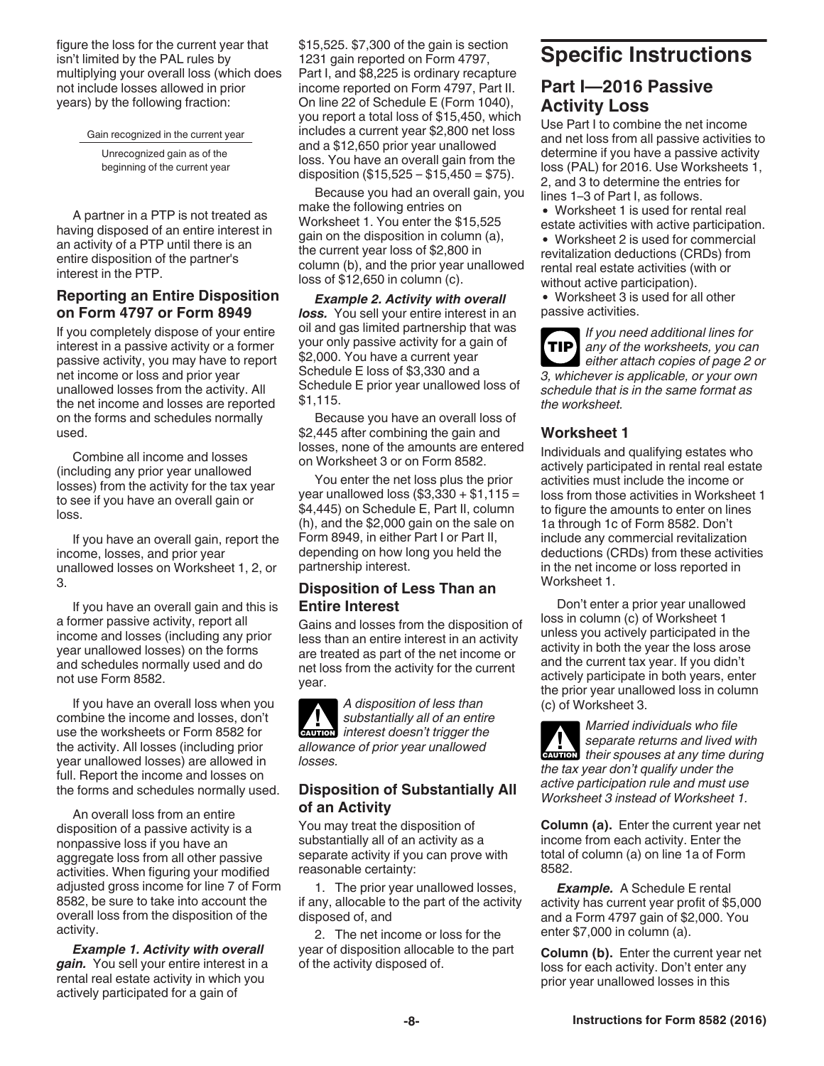figure the loss for the current year that isn't limited by the PAL rules by multiplying your overall loss (which does not include losses allowed in prior years) by the following fraction:

$$\frac{\text{Gain recognized in the current year}}{\text{Unrecognized gain as of the beginning of the current year}}$$

A partner in a PTP is not treated as having disposed of an entire interest in an activity of a PTP until there is an entire disposition of the partner's interest in the PTP.

### Reporting an Entire Disposition on Form 4797 or Form 8949

If you completely dispose of your entire interest in a passive activity or a former passive activity, you may have to report net income or loss and prior year unallowed losses from the activity. All the net income and losses are reported on the forms and schedules normally used.

Combine all income and losses (including any prior year unallowed losses) from the activity for the tax year to see if you have an overall gain or loss.

If you have an overall gain, report the income, losses, and prior year unallowed losses on Worksheet 1, 2, or 3.

If you have an overall gain and this is a former passive activity, report all income and losses (including any prior year unallowed losses) on the forms and schedules normally used and do not use Form 8582.

If you have an overall loss when you combine the income and losses, don't use the worksheets or Form 8582 for the activity. All losses (including prior year unallowed losses) are allowed in full. Report the income and losses on the forms and schedules normally used.

An overall loss from an entire disposition of a passive activity is a nonpassive loss if you have an aggregate loss from all other passive activities. When figuring your modified adjusted gross income for line 7 of Form 8582, be sure to take into account the overall loss from the disposition of the activity.

***Example 1. Activity with overall gain.*** You sell your entire interest in a rental real estate activity in which you actively participated for a gain of $15,525. $7,300 of the gain is section 1231 gain reported on Form 4797, Part I, and $8,225 is ordinary recapture income reported on Form 4797, Part II. On line 22 of Schedule E (Form 1040), you report a total loss of $15,450, which includes a current year $2,800 net loss and a $12,650 prior year unallowed loss. You have an overall gain from the disposition ($15,525 – $15,450 = $75).

Because you had an overall gain, you make the following entries on Worksheet 1. You enter the $15,525 gain on the disposition in column (a), the current year loss of $2,800 in column (b), and the prior year unallowed loss of $12,650 in column (c).

***Example 2. Activity with overall loss.*** You sell your entire interest in an oil and gas limited partnership that was your only passive activity for a gain of $2,000. You have a current year Schedule E loss of $3,330 and a Schedule E prior year unallowed loss of $1,115.

Because you have an overall loss of $2,445 after combining the gain and losses, none of the amounts are entered on Worksheet 3 or on Form 8582.

You enter the net loss plus the prior year unallowed loss ($3,330 + $1,115 = $4,445) on Schedule E, Part II, column (h), and the $2,000 gain on the sale on Form 8949, in either Part I or Part II, depending on how long you held the partnership interest.

### Disposition of Less Than an Entire Interest

Gains and losses from the disposition of less than an entire interest in an activity are treated as part of the net income or net loss from the activity for the current year.

**CAUTION** *A disposition of less than substantially all of an entire interest doesn't trigger the allowance of prior year unallowed losses.*

### Disposition of Substantially All of an Activity

You may treat the disposition of substantially all of an activity as a separate activity if you can prove with reasonable certainty:

1. The prior year unallowed losses, if any, allocable to the part of the activity disposed of, and
2. The net income or loss for the year of disposition allocable to the part of the activity disposed of.

# Specific Instructions

## Part I—2016 Passive Activity Loss

Use Part I to combine the net income and net loss from all passive activities to determine if you have a passive activity loss (PAL) for 2016. Use Worksheets 1, 2, and 3 to determine the entries for lines 1–3 of Part I, as follows.

- Worksheet 1 is used for rental real estate activities with active participation.
- Worksheet 2 is used for commercial revitalization deductions (CRDs) from rental real estate activities (with or without active participation).
- Worksheet 3 is used for all other passive activities.

**TIP** *If you need additional lines for any of the worksheets, you can either attach copies of page 2 or 3, whichever is applicable, or your own schedule that is in the same format as the worksheet.*

### Worksheet 1

Individuals and qualifying estates who actively participated in rental real estate activities must include the income or loss from those activities in Worksheet 1 to figure the amounts to enter on lines 1a through 1c of Form 8582. Don't include any commercial revitalization deductions (CRDs) from these activities in the net income or loss reported in Worksheet 1.

Don't enter a prior year unallowed loss in column (c) of Worksheet 1 unless you actively participated in the activity in both the year the loss arose and the current tax year. If you didn't actively participate in both years, enter the prior year unallowed loss in column (c) of Worksheet 3.

**CAUTION** *Married individuals who file separate returns and lived with their spouses at any time during the tax year don't qualify under the active participation rule and must use Worksheet 3 instead of Worksheet 1.*

**Column (a).** Enter the current year net income from each activity. Enter the total of column (a) on line 1a of Form 8582.

***Example.*** A Schedule E rental activity has current year profit of $5,000 and a Form 4797 gain of $2,000. You enter $7,000 in column (a).

**Column (b).** Enter the current year net loss for each activity. Don't enter any prior year unallowed losses in this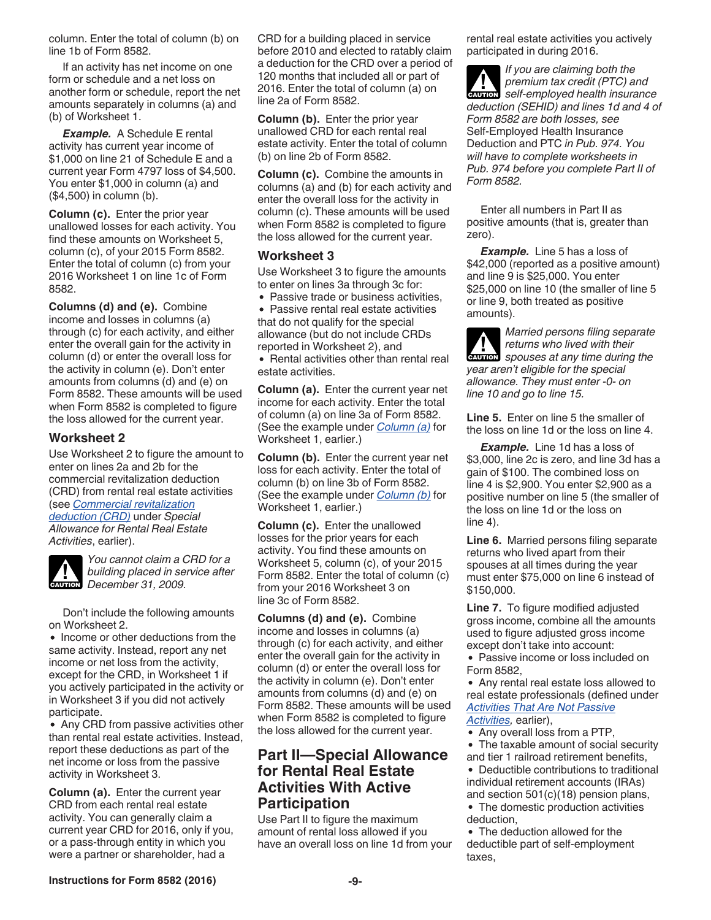column. Enter the total of column (b) on line 1b of Form 8582.

If an activity has net income on one form or schedule and a net loss on another form or schedule, report the net amounts separately in columns (a) and (b) of Worksheet 1.

***Example.*** A Schedule E rental activity has current year income of $1,000 on line 21 of Schedule E and a current year Form 4797 loss of $4,500. You enter $1,000 in column (a) and ($4,500) in column (b).

**Column (c).** Enter the prior year unallowed losses for each activity. You find these amounts on Worksheet 5, column (c), of your 2015 Form 8582. Enter the total of column (c) from your 2016 Worksheet 1 on line 1c of Form 8582.

**Columns (d) and (e).** Combine income and losses in columns (a) through (c) for each activity, and either enter the overall gain for the activity in column (d) or enter the overall loss for the activity in column (e). Don't enter amounts from columns (d) and (e) on Form 8582. These amounts will be used when Form 8582 is completed to figure the loss allowed for the current year.

### Worksheet 2

Use Worksheet 2 to figure the amount to enter on lines 2a and 2b for the commercial revitalization deduction (CRD) from rental real estate activities (see *Commercial revitalization deduction (CRD)* under *Special Allowance for Rental Real Estate Activities*, earlier).

**CAUTION:** *You cannot claim a CRD for a building placed in service after December 31, 2009.*

Don't include the following amounts on Worksheet 2.

- Income or other deductions from the same activity. Instead, report any net income or net loss from the activity, except for the CRD, in Worksheet 1 if you actively participated in the activity or in Worksheet 3 if you did not actively participate.
- Any CRD from passive activities other than rental real estate activities. Instead, report these deductions as part of the net income or loss from the passive activity in Worksheet 3.

**Column (a).** Enter the current year CRD from each rental real estate activity. You can generally claim a current year CRD for 2016, only if you, or a pass-through entity in which you were a partner or shareholder, had a CRD for a building placed in service before 2010 and elected to ratably claim a deduction for the CRD over a period of 120 months that included all or part of 2016. Enter the total of column (a) on line 2a of Form 8582.

**Column (b).** Enter the prior year unallowed CRD for each rental real estate activity. Enter the total of column (b) on line 2b of Form 8582.

**Column (c).** Combine the amounts in columns (a) and (b) for each activity and enter the overall loss for the activity in column (c). These amounts will be used when Form 8582 is completed to figure the loss allowed for the current year.

### Worksheet 3

Use Worksheet 3 to figure the amounts to enter on lines 3a through 3c for:

- Passive trade or business activities,
- Passive rental real estate activities that do not qualify for the special allowance (but do not include CRDs reported in Worksheet 2), and
- Rental activities other than rental real estate activities.

**Column (a).** Enter the current year net income for each activity. Enter the total of column (a) on line 3a of Form 8582. (See the example under *Column (a)* for Worksheet 1, earlier.)

**Column (b).** Enter the current year net loss for each activity. Enter the total of column (b) on line 3b of Form 8582. (See the example under *Column (b)* for Worksheet 1, earlier.)

**Column (c).** Enter the unallowed losses for the prior years for each activity. You find these amounts on Worksheet 5, column (c), of your 2015 Form 8582. Enter the total of column (c) from your 2016 Worksheet 3 on line 3c of Form 8582.

**Columns (d) and (e).** Combine income and losses in columns (a) through (c) for each activity, and either enter the overall gain for the activity in column (d) or enter the overall loss for the activity in column (e). Don't enter amounts from columns (d) and (e) on Form 8582. These amounts will be used when Form 8582 is completed to figure the loss allowed for the current year.

## Part II—Special Allowance for Rental Real Estate Activities With Active Participation

Use Part II to figure the maximum amount of rental loss allowed if you have an overall loss on line 1d from your rental real estate activities you actively participated in during 2016.

**CAUTION:** *If you are claiming both the premium tax credit (PTC) and self-employed health insurance deduction (SEHID) and lines 1d and 4 of Form 8582 are both losses, see* Self-Employed Health Insurance Deduction and PTC *in Pub. 974. You will have to complete worksheets in Pub. 974 before you complete Part II of Form 8582.*

Enter all numbers in Part II as positive amounts (that is, greater than zero).

***Example.*** Line 5 has a loss of $42,000 (reported as a positive amount) and line 9 is $25,000. You enter $25,000 on line 10 (the smaller of line 5 or line 9, both treated as positive amounts).

**CAUTION:** *Married persons filing separate returns who lived with their spouses at any time during the year aren't eligible for the special allowance. They must enter -0- on line 10 and go to line 15.*

**Line 5.** Enter on line 5 the smaller of the loss on line 1d or the loss on line 4.

***Example.*** Line 1d has a loss of $3,000, line 2c is zero, and line 3d has a gain of $100. The combined loss on line 4 is $2,900. You enter $2,900 as a positive number on line 5 (the smaller of the loss on line 1d or the loss on line 4).

**Line 6.** Married persons filing separate returns who lived apart from their spouses at all times during the year must enter $75,000 on line 6 instead of $150,000.

**Line 7.** To figure modified adjusted gross income, combine all the amounts used to figure adjusted gross income except don't take into account:

- Passive income or loss included on Form 8582,
- Any rental real estate loss allowed to real estate professionals (defined under *Activities That Are Not Passive Activities*, earlier),
- Any overall loss from a PTP,
- The taxable amount of social security and tier 1 railroad retirement benefits,
- Deductible contributions to traditional individual retirement accounts (IRAs) and section 501(c)(18) pension plans,
- The domestic production activities deduction,
- The deduction allowed for the deductible part of self-employment taxes,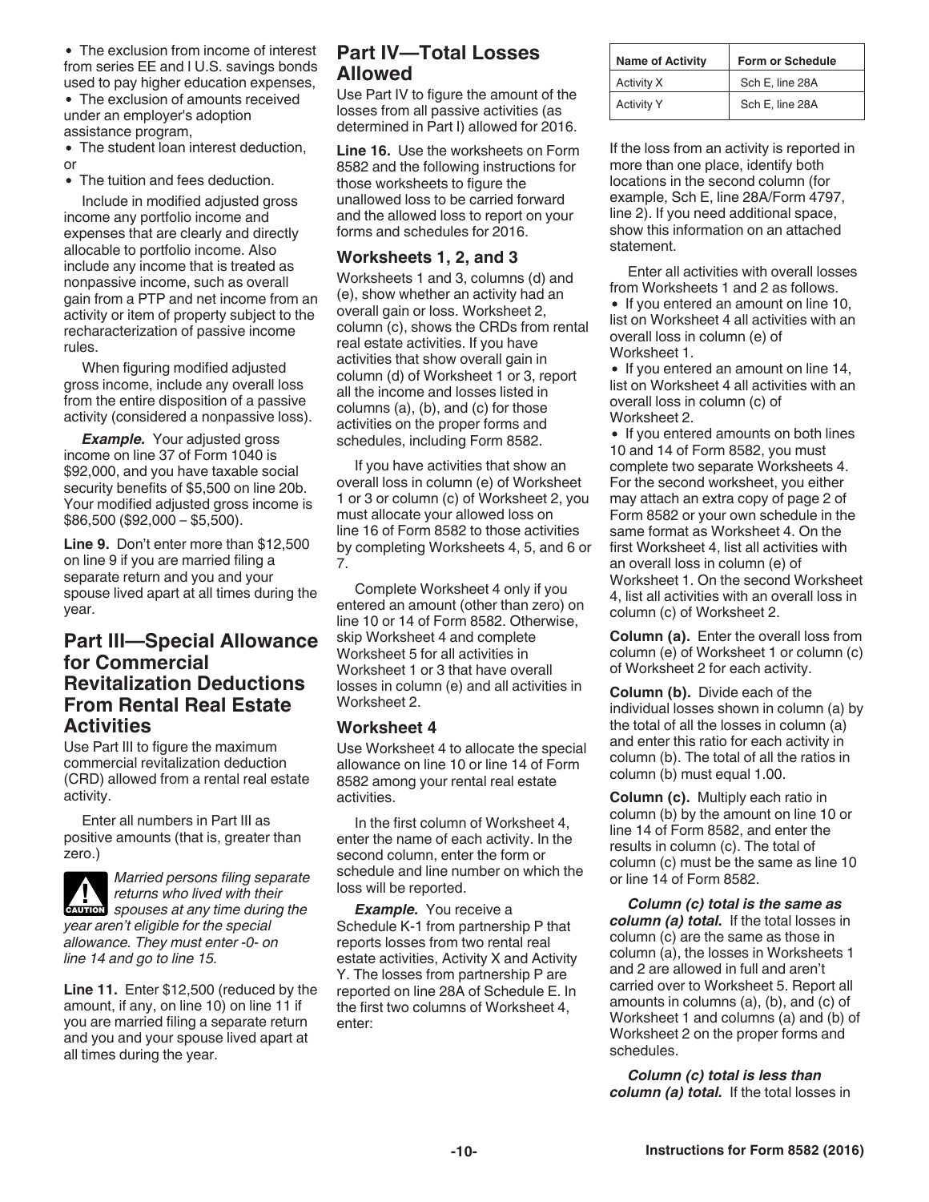- The exclusion from income of interest from series EE and I U.S. savings bonds used to pay higher education expenses,
- The exclusion of amounts received under an employer's adoption assistance program,
- The student loan interest deduction, or
- The tuition and fees deduction.

Include in modified adjusted gross income any portfolio income and expenses that are clearly and directly allocable to portfolio income. Also include any income that is treated as nonpassive income, such as overall gain from a PTP and net income from an activity or item of property subject to the recharacterization of passive income rules.

When figuring modified adjusted gross income, include any overall loss from the entire disposition of a passive activity (considered a nonpassive loss).

***Example.*** Your adjusted gross income on line 37 of Form 1040 is $92,000, and you have taxable social security benefits of $5,500 on line 20b. Your modified adjusted gross income is $86,500 ($92,000 – $5,500).

**Line 9.** Don't enter more than $12,500 on line 9 if you are married filing a separate return and you and your spouse lived apart at all times during the year.

## Part III—Special Allowance for Commercial Revitalization Deductions From Rental Real Estate Activities

Use Part III to figure the maximum commercial revitalization deduction (CRD) allowed from a rental real estate activity.

Enter all numbers in Part III as positive amounts (that is, greater than zero.)

**CAUTION** *Married persons filing separate returns who lived with their spouses at any time during the year aren't eligible for the special allowance. They must enter -0- on line 14 and go to line 15.*

**Line 11.** Enter $12,500 (reduced by the amount, if any, on line 10) on line 11 if you are married filing a separate return and you and your spouse lived apart at all times during the year.

## Part IV—Total Losses Allowed

Use Part IV to figure the amount of the losses from all passive activities (as determined in Part I) allowed for 2016.

**Line 16.** Use the worksheets on Form 8582 and the following instructions for those worksheets to figure the unallowed loss to be carried forward and the allowed loss to report on your forms and schedules for 2016.

### Worksheets 1, 2, and 3

Worksheets 1 and 3, columns (d) and (e), show whether an activity had an overall gain or loss. Worksheet 2, column (c), shows the CRDs from rental real estate activities. If you have activities that show overall gain in column (d) of Worksheet 1 or 3, report all the income and losses listed in columns (a), (b), and (c) for those activities on the proper forms and schedules, including Form 8582.

If you have activities that show an overall loss in column (e) of Worksheet 1 or 3 or column (c) of Worksheet 2, you must allocate your allowed loss on line 16 of Form 8582 to those activities by completing Worksheets 4, 5, and 6 or 7.

Complete Worksheet 4 only if you entered an amount (other than zero) on line 10 or 14 of Form 8582. Otherwise, skip Worksheet 4 and complete Worksheet 5 for all activities in Worksheet 1 or 3 that have overall losses in column (e) and all activities in Worksheet 2.

### Worksheet 4

Use Worksheet 4 to allocate the special allowance on line 10 or line 14 of Form 8582 among your rental real estate activities.

In the first column of Worksheet 4, enter the name of each activity. In the second column, enter the form or schedule and line number on which the loss will be reported.

***Example.*** You receive a Schedule K-1 from partnership P that reports losses from two rental real estate activities, Activity X and Activity Y. The losses from partnership P are reported on line 28A of Schedule E. In the first two columns of Worksheet 4, enter:

| Name of Activity | Form or Schedule |
|---|---|
| Activity X | Sch E, line 28A |
| Activity Y | Sch E, line 28A |

If the loss from an activity is reported in more than one place, identify both locations in the second column (for example, Sch E, line 28A/Form 4797, line 2). If you need additional space, show this information on an attached statement.

Enter all activities with overall losses from Worksheets 1 and 2 as follows.

- If you entered an amount on line 10, list on Worksheet 4 all activities with an overall loss in column (e) of Worksheet 1.
- If you entered an amount on line 14, list on Worksheet 4 all activities with an overall loss in column (c) of Worksheet 2.
- If you entered amounts on both lines 10 and 14 of Form 8582, you must complete two separate Worksheets 4. For the second worksheet, you either may attach an extra copy of page 2 of Form 8582 or your own schedule in the same format as Worksheet 4. On the first Worksheet 4, list all activities with an overall loss in column (e) of Worksheet 1. On the second Worksheet 4, list all activities with an overall loss in column (c) of Worksheet 2.

**Column (a).** Enter the overall loss from column (e) of Worksheet 1 or column (c) of Worksheet 2 for each activity.

**Column (b).** Divide each of the individual losses shown in column (a) by the total of all the losses in column (a) and enter this ratio for each activity in column (b). The total of all the ratios in column (b) must equal 1.00.

**Column (c).** Multiply each ratio in column (b) by the amount on line 10 or line 14 of Form 8582, and enter the results in column (c). The total of column (c) must be the same as line 10 or line 14 of Form 8582.

***Column (c) total is the same as column (a) total.*** If the total losses in column (c) are the same as those in column (a), the losses in Worksheets 1 and 2 are allowed in full and aren't carried over to Worksheet 5. Report all amounts in columns (a), (b), and (c) of Worksheet 1 and columns (a) and (b) of Worksheet 2 on the proper forms and schedules.

***Column (c) total is less than column (a) total.*** If the total losses in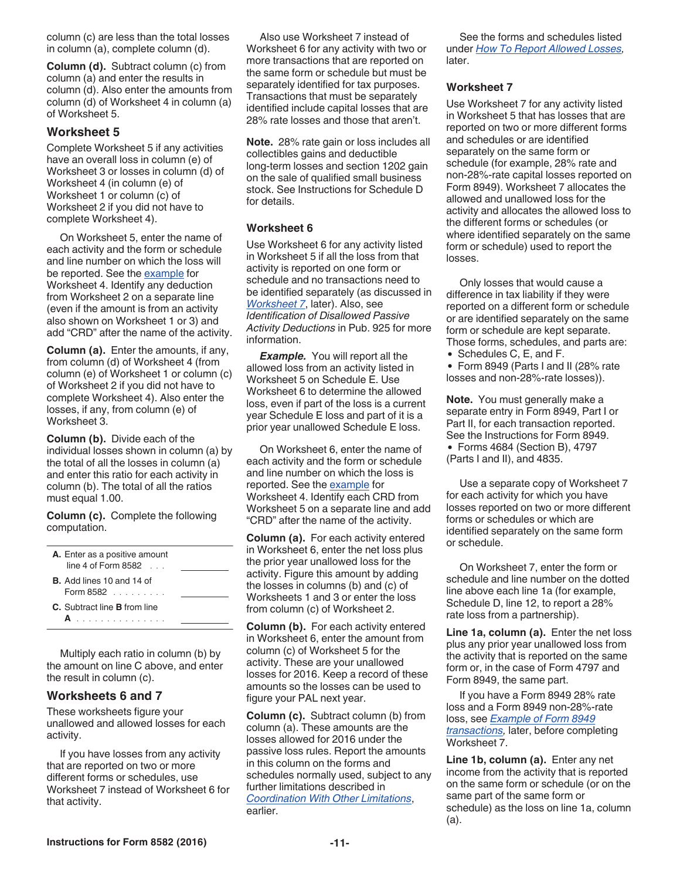column (c) are less than the total losses in column (a), complete column (d).

**Column (d).** Subtract column (c) from column (a) and enter the results in column (d). Also enter the amounts from column (d) of Worksheet 4 in column (a) of Worksheet 5.

## Worksheet 5

Complete Worksheet 5 if any activities have an overall loss in column (e) of Worksheet 3 or losses in column (d) of Worksheet 4 (in column (e) of Worksheet 1 or column (c) of Worksheet 2 if you did not have to complete Worksheet 4).

On Worksheet 5, enter the name of each activity and the form or schedule and line number on which the loss will be reported. See the example for Worksheet 4. Identify any deduction from Worksheet 2 on a separate line (even if the amount is from an activity also shown on Worksheet 1 or 3) and add "CRD" after the name of the activity.

**Column (a).** Enter the amounts, if any, from column (d) of Worksheet 4 (from column (e) of Worksheet 1 or column (c) of Worksheet 2 if you did not have to complete Worksheet 4). Also enter the losses, if any, from column (e) of Worksheet 3.

**Column (b).** Divide each of the individual losses shown in column (a) by the total of all the losses in column (a) and enter this ratio for each activity in column (b). The total of all the ratios must equal 1.00.

**Column (c).** Complete the following computation.

| | |
|---|---|
| **A.** Enter as a positive amount line 4 of Form 8582 . . . | |
| **B.** Add lines 10 and 14 of Form 8582 . . . . . . . . . | |
| **C.** Subtract line **B** from line **A** . . . . . . . . . . . . . . . | |

Multiply each ratio in column (b) by the amount on line C above, and enter the result in column (c).

## Worksheets 6 and 7

These worksheets figure your unallowed and allowed losses for each activity.

If you have losses from any activity that are reported on two or more different forms or schedules, use Worksheet 7 instead of Worksheet 6 for that activity.

Also use Worksheet 7 instead of Worksheet 6 for any activity with two or more transactions that are reported on the same form or schedule but must be separately identified for tax purposes. Transactions that must be separately identified include capital losses that are 28% rate losses and those that aren't.

**Note.** 28% rate gain or loss includes all collectibles gains and deductible long-term losses and section 1202 gain on the sale of qualified small business stock. See Instructions for Schedule D for details.

### Worksheet 6

Use Worksheet 6 for any activity listed in Worksheet 5 if all the loss from that activity is reported on one form or schedule and no transactions need to be identified separately (as discussed in *Worksheet 7*, later). Also, see *Identification of Disallowed Passive Activity Deductions* in Pub. 925 for more information.

***Example.*** You will report all the allowed loss from an activity listed in Worksheet 5 on Schedule E. Use Worksheet 6 to determine the allowed loss, even if part of the loss is a current year Schedule E loss and part of it is a prior year unallowed Schedule E loss.

On Worksheet 6, enter the name of each activity and the form or schedule and line number on which the loss is reported. See the example for Worksheet 4. Identify each CRD from Worksheet 5 on a separate line and add "CRD" after the name of the activity.

**Column (a).** For each activity entered in Worksheet 6, enter the net loss plus the prior year unallowed loss for the activity. Figure this amount by adding the losses in columns (b) and (c) of Worksheets 1 and 3 or enter the loss from column (c) of Worksheet 2.

**Column (b).** For each activity entered in Worksheet 6, enter the amount from column (c) of Worksheet 5 for the activity. These are your unallowed losses for 2016. Keep a record of these amounts so the losses can be used to figure your PAL next year.

**Column (c).** Subtract column (b) from column (a). These amounts are the losses allowed for 2016 under the passive loss rules. Report the amounts in this column on the forms and schedules normally used, subject to any further limitations described in *Coordination With Other Limitations*, earlier.

See the forms and schedules listed under *How To Report Allowed Losses*, later.

### Worksheet 7

Use Worksheet 7 for any activity listed in Worksheet 5 that has losses that are reported on two or more different forms and schedules or are identified separately on the same form or schedule (for example, 28% rate and non-28%-rate capital losses reported on Form 8949). Worksheet 7 allocates the allowed and unallowed loss for the activity and allocates the allowed loss to the different forms or schedules (or where identified separately on the same form or schedule) used to report the losses.

Only losses that would cause a difference in tax liability if they were reported on a different form or schedule or are identified separately on the same form or schedule are kept separate. Those forms, schedules, and parts are:

- Schedules C, E, and F.
- Form 8949 (Parts I and II (28% rate losses and non-28%-rate losses)).

**Note.** You must generally make a separate entry in Form 8949, Part I or Part II, for each transaction reported. See the Instructions for Form 8949.

- Forms 4684 (Section B), 4797 (Parts I and II), and 4835.

Use a separate copy of Worksheet 7 for each activity for which you have losses reported on two or more different forms or schedules or which are identified separately on the same form or schedule.

On Worksheet 7, enter the form or schedule and line number on the dotted line above each line 1a (for example, Schedule D, line 12, to report a 28% rate loss from a partnership).

**Line 1a, column (a).** Enter the net loss plus any prior year unallowed loss from the activity that is reported on the same form or, in the case of Form 4797 and Form 8949, the same part.

If you have a Form 8949 28% rate loss and a Form 8949 non-28%-rate loss, see *Example of Form 8949 transactions*, later, before completing Worksheet 7.

**Line 1b, column (a).** Enter any net income from the activity that is reported on the same form or schedule (or on the same part of the same form or schedule) as the loss on line 1a, column (a).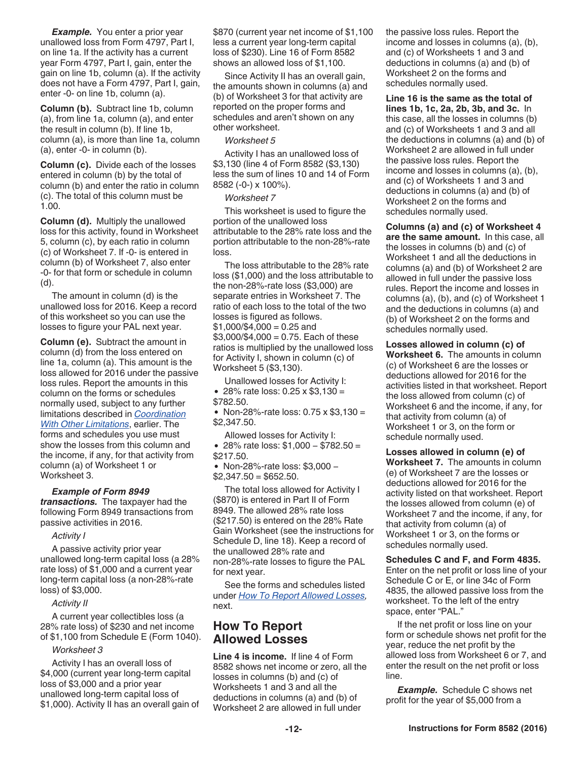***Example.*** You enter a prior year unallowed loss from Form 4797, Part I, on line 1a. If the activity has a current year Form 4797, Part I, gain, enter the gain on line 1b, column (a). If the activity does not have a Form 4797, Part I, gain, enter -0- on line 1b, column (a).

**Column (b).** Subtract line 1b, column (a), from line 1a, column (a), and enter the result in column (b). If line 1b, column (a), is more than line 1a, column (a), enter -0- in column (b).

**Column (c).** Divide each of the losses entered in column (b) by the total of column (b) and enter the ratio in column (c). The total of this column must be 1.00.

**Column (d).** Multiply the unallowed loss for this activity, found in Worksheet 5, column (c), by each ratio in column (c) of Worksheet 7. If -0- is entered in column (b) of Worksheet 7, also enter -0- for that form or schedule in column (d).

The amount in column (d) is the unallowed loss for 2016. Keep a record of this worksheet so you can use the losses to figure your PAL next year.

**Column (e).** Subtract the amount in column (d) from the loss entered on line 1a, column (a). This amount is the loss allowed for 2016 under the passive loss rules. Report the amounts in this column on the forms or schedules normally used, subject to any further limitations described in *Coordination With Other Limitations*, earlier. The forms and schedules you use must show the losses from this column and the income, if any, for that activity from column (a) of Worksheet 1 or Worksheet 3.

***Example of Form 8949 transactions.*** The taxpayer had the following Form 8949 transactions from passive activities in 2016.

*Activity I*

A passive activity prior year unallowed long-term capital loss (a 28% rate loss) of $1,000 and a current year long-term capital loss (a non-28%-rate loss) of $3,000.

*Activity II*

A current year collectibles loss (a 28% rate loss) of $230 and net income of $1,100 from Schedule E (Form 1040).

*Worksheet 3*

Activity I has an overall loss of $4,000 (current year long-term capital loss of $3,000 and a prior year unallowed long-term capital loss of $1,000). Activity II has an overall gain of $870 (current year net income of $1,100 less a current year long-term capital loss of $230). Line 16 of Form 8582 shows an allowed loss of $1,100.

Since Activity II has an overall gain, the amounts shown in columns (a) and (b) of Worksheet 3 for that activity are reported on the proper forms and schedules and aren't shown on any other worksheet.

*Worksheet 5*

Activity I has an unallowed loss of $3,130 (line 4 of Form 8582 ($3,130) less the sum of lines 10 and 14 of Form 8582 (-0-) x 100%).

*Worksheet 7*

This worksheet is used to figure the portion of the unallowed loss attributable to the 28% rate loss and the portion attributable to the non-28%-rate loss.

The loss attributable to the 28% rate loss ($1,000) and the loss attributable to the non-28%-rate loss ($3,000) are separate entries in Worksheet 7. The ratio of each loss to the total of the two losses is figured as follows. $1,000/$4,000 = 0.25 and $3,000/$4,000 = 0.75. Each of these ratios is multiplied by the unallowed loss for Activity I, shown in column (c) of Worksheet 5 ($3,130).

Unallowed losses for Activity I:

- 28% rate loss: 0.25 x $3,130 = $782.50.
- Non-28%-rate loss: 0.75 x $3,130 = $2,347.50.

Allowed losses for Activity I:

- 28% rate loss: $1,000 – $782.50 = $217.50.
- Non-28%-rate loss: $3,000 – $2,347.50 = $652.50.

The total loss allowed for Activity I ($870) is entered in Part II of Form 8949. The allowed 28% rate loss ($217.50) is entered on the 28% Rate Gain Worksheet (see the instructions for Schedule D, line 18). Keep a record of the unallowed 28% rate and non-28%-rate losses to figure the PAL for next year.

See the forms and schedules listed under *How To Report Allowed Losses*, next.

## How To Report Allowed Losses

**Line 4 is income.** If line 4 of Form 8582 shows net income or zero, all the losses in columns (b) and (c) of Worksheets 1 and 3 and all the deductions in columns (a) and (b) of Worksheet 2 are allowed in full under the passive loss rules. Report the income and losses in columns (a), (b), and (c) of Worksheets 1 and 3 and deductions in columns (a) and (b) of Worksheet 2 on the forms and schedules normally used.

**Line 16 is the same as the total of lines 1b, 1c, 2a, 2b, 3b, and 3c.** In this case, all the losses in columns (b) and (c) of Worksheets 1 and 3 and all the deductions in columns (a) and (b) of Worksheet 2 are allowed in full under the passive loss rules. Report the income and losses in columns (a), (b), and (c) of Worksheets 1 and 3 and deductions in columns (a) and (b) of Worksheet 2 on the forms and schedules normally used.

**Columns (a) and (c) of Worksheet 4 are the same amount.** In this case, all the losses in columns (b) and (c) of Worksheet 1 and all the deductions in columns (a) and (b) of Worksheet 2 are allowed in full under the passive loss rules. Report the income and losses in columns (a), (b), and (c) of Worksheet 1 and the deductions in columns (a) and (b) of Worksheet 2 on the forms and schedules normally used.

**Losses allowed in column (c) of Worksheet 6.** The amounts in column (c) of Worksheet 6 are the losses or deductions allowed for 2016 for the activities listed in that worksheet. Report the loss allowed from column (c) of Worksheet 6 and the income, if any, for that activity from column (a) of Worksheet 1 or 3, on the form or schedule normally used.

**Losses allowed in column (e) of Worksheet 7.** The amounts in column (e) of Worksheet 7 are the losses or deductions allowed for 2016 for the activity listed on that worksheet. Report the losses allowed from column (e) of Worksheet 7 and the income, if any, for that activity from column (a) of Worksheet 1 or 3, on the forms or schedules normally used.

**Schedules C and F, and Form 4835.** Enter on the net profit or loss line of your Schedule C or E, or line 34c of Form 4835, the allowed passive loss from the worksheet. To the left of the entry space, enter "PAL."

If the net profit or loss line on your form or schedule shows net profit for the year, reduce the net profit by the allowed loss from Worksheet 6 or 7, and enter the result on the net profit or loss line.

***Example.*** Schedule C shows net profit for the year of $5,000 from a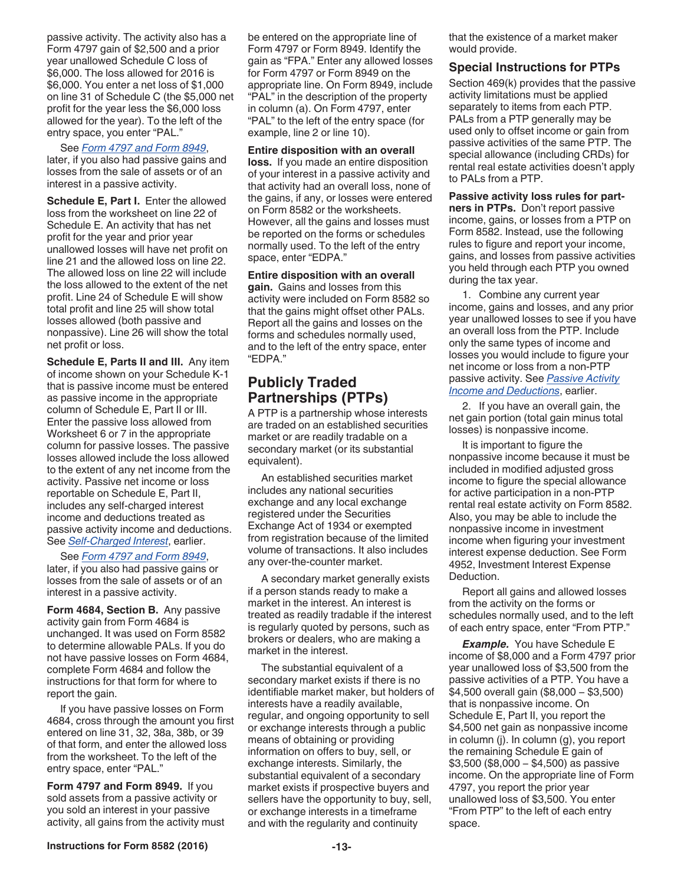passive activity. The activity also has a Form 4797 gain of $2,500 and a prior year unallowed Schedule C loss of $6,000. The loss allowed for 2016 is $6,000. You enter a net loss of $1,000 on line 31 of Schedule C (the $5,000 net profit for the year less the $6,000 loss allowed for the year). To the left of the entry space, you enter "PAL."

See *Form 4797 and Form 8949*, later, if you also had passive gains and losses from the sale of assets or of an interest in a passive activity.

**Schedule E, Part I.** Enter the allowed loss from the worksheet on line 22 of Schedule E. An activity that has net profit for the year and prior year unallowed losses will have net profit on line 21 and the allowed loss on line 22. The allowed loss on line 22 will include the loss allowed to the extent of the net profit. Line 24 of Schedule E will show total profit and line 25 will show total losses allowed (both passive and nonpassive). Line 26 will show the total net profit or loss.

**Schedule E, Parts II and III.** Any item of income shown on your Schedule K-1 that is passive income must be entered as passive income in the appropriate column of Schedule E, Part II or III. Enter the passive loss allowed from Worksheet 6 or 7 in the appropriate column for passive losses. The passive losses allowed include the loss allowed to the extent of any net income from the activity. Passive net income or loss reportable on Schedule E, Part II, includes any self-charged interest income and deductions treated as passive activity income and deductions. See *Self-Charged Interest*, earlier.

See *Form 4797 and Form 8949*, later, if you also had passive gains or losses from the sale of assets or of an interest in a passive activity.

**Form 4684, Section B.** Any passive activity gain from Form 4684 is unchanged. It was used on Form 8582 to determine allowable PALs. If you do not have passive losses on Form 4684, complete Form 4684 and follow the instructions for that form for where to report the gain.

If you have passive losses on Form 4684, cross through the amount you first entered on line 31, 32, 38a, 38b, or 39 of that form, and enter the allowed loss from the worksheet. To the left of the entry space, enter "PAL."

**Form 4797 and Form 8949.** If you sold assets from a passive activity or you sold an interest in your passive activity, all gains from the activity must be entered on the appropriate line of Form 4797 or Form 8949. Identify the gain as "FPA." Enter any allowed losses for Form 4797 or Form 8949 on the appropriate line. On Form 8949, include "PAL" in the description of the property in column (a). On Form 4797, enter "PAL" to the left of the entry space (for example, line 2 or line 10).

**Entire disposition with an overall loss.** If you made an entire disposition of your interest in a passive activity and that activity had an overall loss, none of the gains, if any, or losses were entered on Form 8582 or the worksheets. However, all the gains and losses must be reported on the forms or schedules normally used. To the left of the entry space, enter "EDPA."

**Entire disposition with an overall gain.** Gains and losses from this activity were included on Form 8582 so that the gains might offset other PALs. Report all the gains and losses on the forms and schedules normally used, and to the left of the entry space, enter "EDPA."

## Publicly Traded Partnerships (PTPs)

A PTP is a partnership whose interests are traded on an established securities market or are readily tradable on a secondary market (or its substantial equivalent).

An established securities market includes any national securities exchange and any local exchange registered under the Securities Exchange Act of 1934 or exempted from registration because of the limited volume of transactions. It also includes any over-the-counter market.

A secondary market generally exists if a person stands ready to make a market in the interest. An interest is treated as readily tradable if the interest is regularly quoted by persons, such as brokers or dealers, who are making a market in the interest.

The substantial equivalent of a secondary market exists if there is no identifiable market maker, but holders of interests have a readily available, regular, and ongoing opportunity to sell or exchange interests through a public means of obtaining or providing information on offers to buy, sell, or exchange interests. Similarly, the substantial equivalent of a secondary market exists if prospective buyers and sellers have the opportunity to buy, sell, or exchange interests in a timeframe and with the regularity and continuity that the existence of a market maker would provide.

### Special Instructions for PTPs

Section 469(k) provides that the passive activity limitations must be applied separately to items from each PTP. PALs from a PTP generally may be used only to offset income or gain from passive activities of the same PTP. The special allowance (including CRDs) for rental real estate activities doesn't apply to PALs from a PTP.

**Passive activity loss rules for partners in PTPs.** Don't report passive income, gains, or losses from a PTP on Form 8582. Instead, use the following rules to figure and report your income, gains, and losses from passive activities you held through each PTP you owned during the tax year.

1. Combine any current year income, gains and losses, and any prior year unallowed losses to see if you have an overall loss from the PTP. Include only the same types of income and losses you would include to figure your net income or loss from a non-PTP passive activity. See *Passive Activity Income and Deductions*, earlier.

2. If you have an overall gain, the net gain portion (total gain minus total losses) is nonpassive income.

It is important to figure the nonpassive income because it must be included in modified adjusted gross income to figure the special allowance for active participation in a non-PTP rental real estate activity on Form 8582. Also, you may be able to include the nonpassive income in investment income when figuring your investment interest expense deduction. See Form 4952, Investment Interest Expense Deduction.

Report all gains and allowed losses from the activity on the forms or schedules normally used, and to the left of each entry space, enter "From PTP."

***Example.*** You have Schedule E income of $8,000 and a Form 4797 prior year unallowed loss of $3,500 from the passive activities of a PTP. You have a $4,500 overall gain ($8,000 – $3,500) that is nonpassive income. On Schedule E, Part II, you report the $4,500 net gain as nonpassive income in column (j). In column (g), you report the remaining Schedule E gain of $3,500 ($8,000 – $4,500) as passive income. On the appropriate line of Form 4797, you report the prior year unallowed loss of $3,500. You enter "From PTP" to the left of each entry space.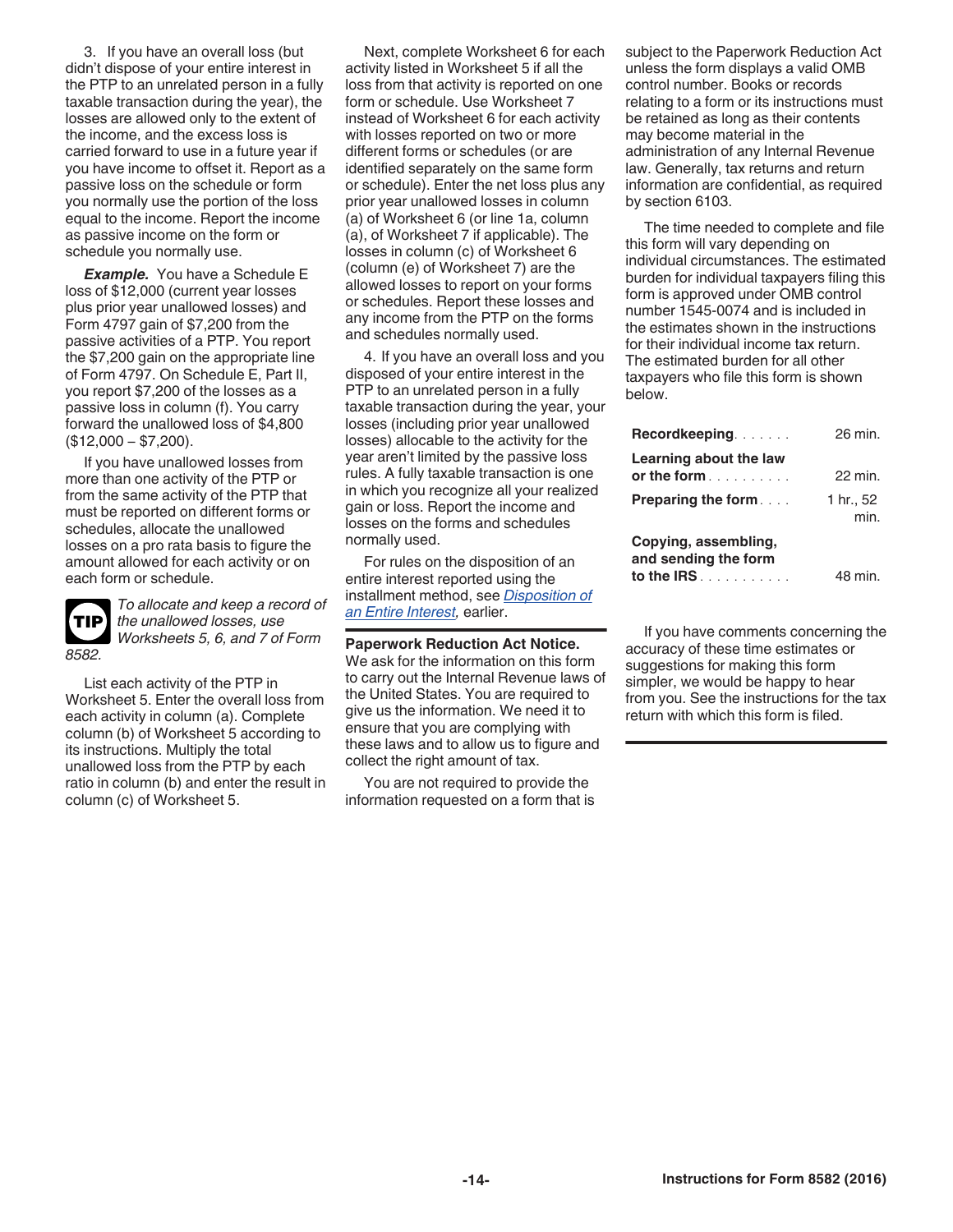3. If you have an overall loss (but didn't dispose of your entire interest in the PTP to an unrelated person in a fully taxable transaction during the year), the losses are allowed only to the extent of the income, and the excess loss is carried forward to use in a future year if you have income to offset it. Report as a passive loss on the schedule or form you normally use the portion of the loss equal to the income. Report the income as passive income on the form or schedule you normally use.

***Example.*** You have a Schedule E loss of $12,000 (current year losses plus prior year unallowed losses) and Form 4797 gain of $7,200 from the passive activities of a PTP. You report the $7,200 gain on the appropriate line of Form 4797. On Schedule E, Part II, you report $7,200 of the losses as a passive loss in column (f). You carry forward the unallowed loss of $4,800 ($12,000 – $7,200).

If you have unallowed losses from more than one activity of the PTP or from the same activity of the PTP that must be reported on different forms or schedules, allocate the unallowed losses on a pro rata basis to figure the amount allowed for each activity or on each form or schedule.

**TIP** *To allocate and keep a record of the unallowed losses, use Worksheets 5, 6, and 7 of Form 8582.*

List each activity of the PTP in Worksheet 5. Enter the overall loss from each activity in column (a). Complete column (b) of Worksheet 5 according to its instructions. Multiply the total unallowed loss from the PTP by each ratio in column (b) and enter the result in column (c) of Worksheet 5.

Next, complete Worksheet 6 for each activity listed in Worksheet 5 if all the loss from that activity is reported on one form or schedule. Use Worksheet 7 instead of Worksheet 6 for each activity with losses reported on two or more different forms or schedules (or are identified separately on the same form or schedule). Enter the net loss plus any prior year unallowed losses in column (a) of Worksheet 6 (or line 1a, column (a), of Worksheet 7 if applicable). The losses in column (c) of Worksheet 6 (column (e) of Worksheet 7) are the allowed losses to report on your forms or schedules. Report these losses and any income from the PTP on the forms and schedules normally used.

4. If you have an overall loss and you disposed of your entire interest in the PTP to an unrelated person in a fully taxable transaction during the year, your losses (including prior year unallowed losses) allocable to the activity for the year aren't limited by the passive loss rules. A fully taxable transaction is one in which you recognize all your realized gain or loss. Report the income and losses on the forms and schedules normally used.

For rules on the disposition of an entire interest reported using the installment method, see *Disposition of an Entire Interest,* earlier.

**Paperwork Reduction Act Notice.** We ask for the information on this form to carry out the Internal Revenue laws of the United States. You are required to give us the information. We need it to ensure that you are complying with these laws and to allow us to figure and collect the right amount of tax.

You are not required to provide the information requested on a form that is subject to the Paperwork Reduction Act unless the form displays a valid OMB control number. Books or records relating to a form or its instructions must be retained as long as their contents may become material in the administration of any Internal Revenue law. Generally, tax returns and return information are confidential, as required by section 6103.

The time needed to complete and file this form will vary depending on individual circumstances. The estimated burden for individual taxpayers filing this form is approved under OMB control number 1545-0074 and is included in the estimates shown in the instructions for their individual income tax return. The estimated burden for all other taxpayers who file this form is shown below.

| | |
|---|---|
| **Recordkeeping** | 26 min. |
| **Learning about the law or the form** | 22 min. |
| **Preparing the form** | 1 hr., 52 min. |
| **Copying, assembling, and sending the form to the IRS** | 48 min. |

If you have comments concerning the accuracy of these time estimates or suggestions for making this form simpler, we would be happy to hear from you. See the instructions for the tax return with which this form is filed.